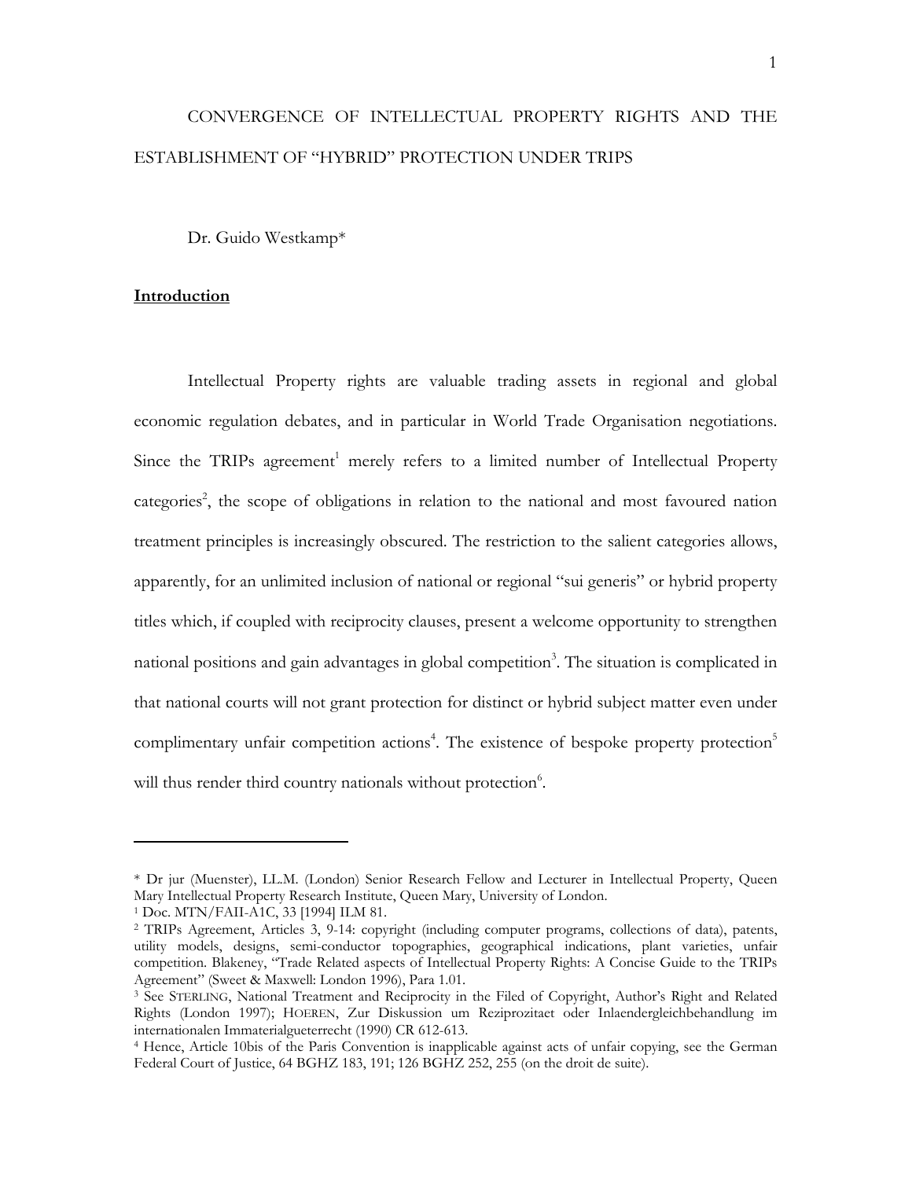# CONVERGENCE OF INTELLECTUAL PROPERTY RIGHTS AND THE ESTABLISHMENT OF "HYBRID" PROTECTION UNDER TRIPS

Dr. Guido Westkamp*

## Introduction

Intellectual Property rights are valuable trading assets in regional and global economic regulation debates, and in particular in World Trade Organisation negotiations. Since the TRIPs agreement[1] merely refers to a limited number of Intellectual Property categories[2], the scope of obligations in relation to the national and most favoured nation treatment principles is increasingly obscured. The restriction to the salient categories allows, apparently, for an unlimited inclusion of national or regional "sui generis" or hybrid property titles which, if coupled with reciprocity clauses, present a welcome opportunity to strengthen national positions and gain advantages in global competition[3]. The situation is complicated in that national courts will not grant protection for distinct or hybrid subject matter even under complimentary unfair competition actions[4]. The existence of bespoke property protection[5] will thus render third country nationals without protection[6].

---

\* Dr jur (Muenster), LL.M. (London) Senior Research Fellow and Lecturer in Intellectual Property, Queen Mary Intellectual Property Research Institute, Queen Mary, University of London.

[1] Doc. MTN/FAII-A1C, 33 [1994] ILM 81.

[2] TRIPs Agreement, Articles 3, 9-14: copyright (including computer programs, collections of data), patents, utility models, designs, semi-conductor topographies, geographical indications, plant varieties, unfair competition. Blakeney, "Trade Related aspects of Intellectual Property Rights: A Concise Guide to the TRIPs Agreement" (Sweet & Maxwell: London 1996), Para 1.01.

[3] See STERLING, National Treatment and Reciprocity in the Filed of Copyright, Author's Right and Related Rights (London 1997); HOEREN, Zur Diskussion um Reziprozitaet oder Inlaendergleichbehandlung im internationalen Immaterialgueterrecht (1990) CR 612-613.

[4] Hence, Article 10bis of the Paris Convention is inapplicable against acts of unfair copying, see the German Federal Court of Justice, 64 BGHZ 183, 191; 126 BGHZ 252, 255 (on the droit de suite).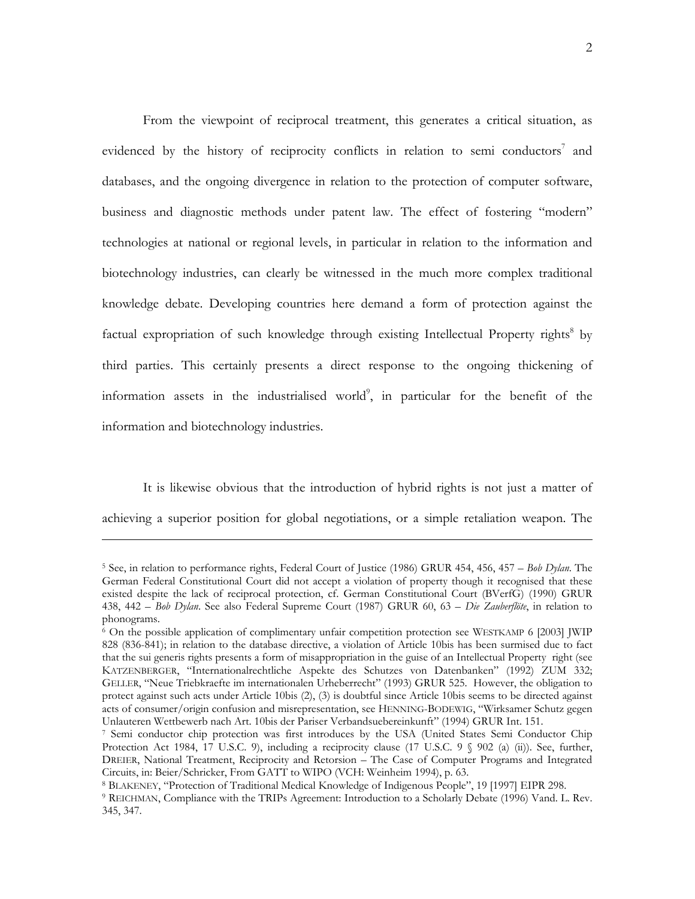From the viewpoint of reciprocal treatment, this generates a critical situation, as evidenced by the history of reciprocity conflicts in relation to semi conductors[7] and databases, and the ongoing divergence in relation to the protection of computer software, business and diagnostic methods under patent law. The effect of fostering "modern" technologies at national or regional levels, in particular in relation to the information and biotechnology industries, can clearly be witnessed in the much more complex traditional knowledge debate. Developing countries here demand a form of protection against the factual expropriation of such knowledge through existing Intellectual Property rights[8] by third parties. This certainly presents a direct response to the ongoing thickening of information assets in the industrialised world[9], in particular for the benefit of the information and biotechnology industries.

It is likewise obvious that the introduction of hybrid rights is not just a matter of achieving a superior position for global negotiations, or a simple retaliation weapon. The

---

[5] See, in relation to performance rights, Federal Court of Justice (1986) GRUR 454, 456, 457 – *Bob Dylan*. The German Federal Constitutional Court did not accept a violation of property though it recognised that these existed despite the lack of reciprocal protection, cf. German Constitutional Court (BVerfG) (1990) GRUR 438, 442 – *Bob Dylan*. See also Federal Supreme Court (1987) GRUR 60, 63 – *Die Zauberflöte*, in relation to phonograms.

[6] On the possible application of complimentary unfair competition protection see WESTKAMP 6 [2003] JWIP 828 (836-841); in relation to the database directive, a violation of Article 10bis has been surmised due to fact that the sui generis rights presents a form of misappropriation in the guise of an Intellectual Property right (see KATZENBERGER, "Internationalrechtliche Aspekte des Schutzes von Datenbanken" (1992) ZUM 332; GELLER, "Neue Triebkraefte im internationalen Urheberrecht" (1993) GRUR 525. However, the obligation to protect against such acts under Article 10bis (2), (3) is doubtful since Article 10bis seems to be directed against acts of consumer/origin confusion and misrepresentation, see HENNING-BODEWIG, "Wirksamer Schutz gegen Unlauteren Wettbewerb nach Art. 10bis der Pariser Verbandsuebereinkunft" (1994) GRUR Int. 151.

[7] Semi conductor chip protection was first introduces by the USA (United States Semi Conductor Chip Protection Act 1984, 17 U.S.C. 9), including a reciprocity clause (17 U.S.C. 9 § 902 (a) (ii)). See, further, DREIER, National Treatment, Reciprocity and Retorsion – The Case of Computer Programs and Integrated Circuits, in: Beier/Schricker, From GATT to WIPO (VCH: Weinheim 1994), p. 63.

[8] BLAKENEY, "Protection of Traditional Medical Knowledge of Indigenous People", 19 [1997] EIPR 298.

[9] REICHMAN, Compliance with the TRIPs Agreement: Introduction to a Scholarly Debate (1996) Vand. L. Rev. 345, 347.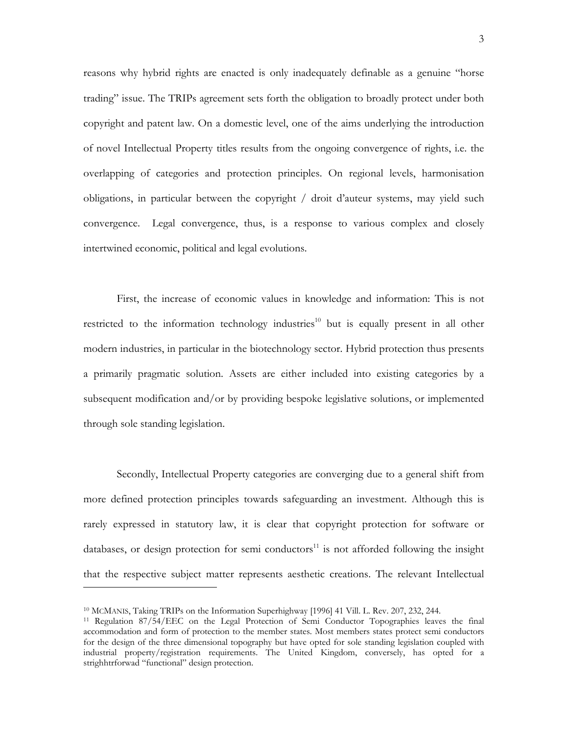reasons why hybrid rights are enacted is only inadequately definable as a genuine "horse trading" issue. The TRIPs agreement sets forth the obligation to broadly protect under both copyright and patent law. On a domestic level, one of the aims underlying the introduction of novel Intellectual Property titles results from the ongoing convergence of rights, i.e. the overlapping of categories and protection principles. On regional levels, harmonisation obligations, in particular between the copyright / droit d'auteur systems, may yield such convergence. Legal convergence, thus, is a response to various complex and closely intertwined economic, political and legal evolutions.

First, the increase of economic values in knowledge and information: This is not restricted to the information technology industries[10] but is equally present in all other modern industries, in particular in the biotechnology sector. Hybrid protection thus presents a primarily pragmatic solution. Assets are either included into existing categories by a subsequent modification and/or by providing bespoke legislative solutions, or implemented through sole standing legislation.

Secondly, Intellectual Property categories are converging due to a general shift from more defined protection principles towards safeguarding an investment. Although this is rarely expressed in statutory law, it is clear that copyright protection for software or databases, or design protection for semi conductors[11] is not afforded following the insight that the respective subject matter represents aesthetic creations. The relevant Intellectual

---

[10] MCMANIS, Taking TRIPs on the Information Superhighway [1996] 41 Vill. L. Rev. 207, 232, 244.

[11] Regulation 87/54/EEC on the Legal Protection of Semi Conductor Topographies leaves the final accommodation and form of protection to the member states. Most members states protect semi conductors for the design of the three dimensional topography but have opted for sole standing legislation coupled with industrial property/registration requirements. The United Kingdom, conversely, has opted for a strighhtrforwad "functional" design protection.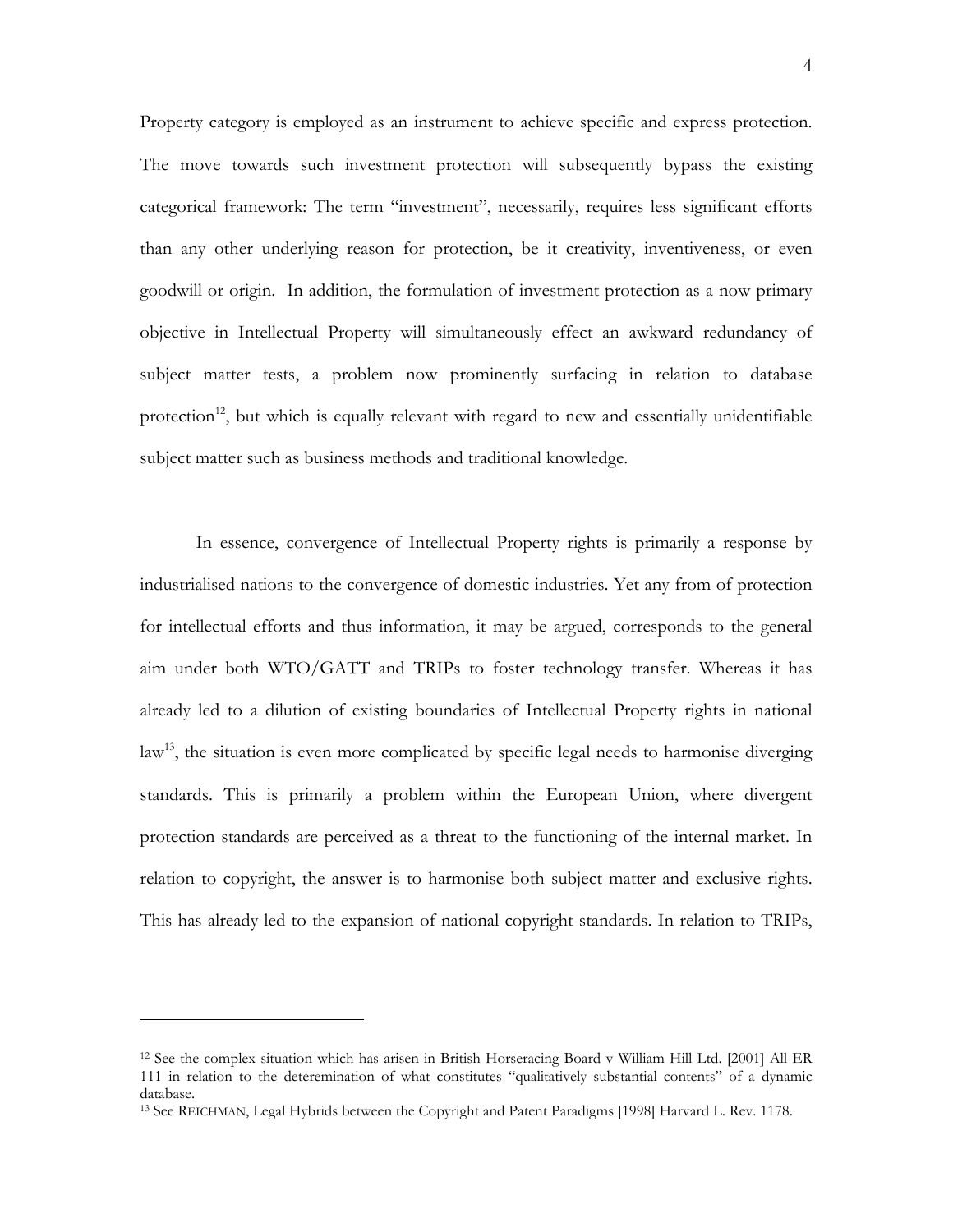Property category is employed as an instrument to achieve specific and express protection. The move towards such investment protection will subsequently bypass the existing categorical framework: The term "investment", necessarily, requires less significant efforts than any other underlying reason for protection, be it creativity, inventiveness, or even goodwill or origin. In addition, the formulation of investment protection as a now primary objective in Intellectual Property will simultaneously effect an awkward redundancy of subject matter tests, a problem now prominently surfacing in relation to database protection[12], but which is equally relevant with regard to new and essentially unidentifiable subject matter such as business methods and traditional knowledge.

In essence, convergence of Intellectual Property rights is primarily a response by industrialised nations to the convergence of domestic industries. Yet any from of protection for intellectual efforts and thus information, it may be argued, corresponds to the general aim under both WTO/GATT and TRIPs to foster technology transfer. Whereas it has already led to a dilution of existing boundaries of Intellectual Property rights in national law[13], the situation is even more complicated by specific legal needs to harmonise diverging standards. This is primarily a problem within the European Union, where divergent protection standards are perceived as a threat to the functioning of the internal market. In relation to copyright, the answer is to harmonise both subject matter and exclusive rights. This has already led to the expansion of national copyright standards. In relation to TRIPs,

---

[12] See the complex situation which has arisen in British Horseracing Board v William Hill Ltd. [2001] All ER 111 in relation to the deteremination of what constitutes "qualitatively substantial contents" of a dynamic database.

[13] See REICHMAN, Legal Hybrids between the Copyright and Patent Paradigms [1998] Harvard L. Rev. 1178.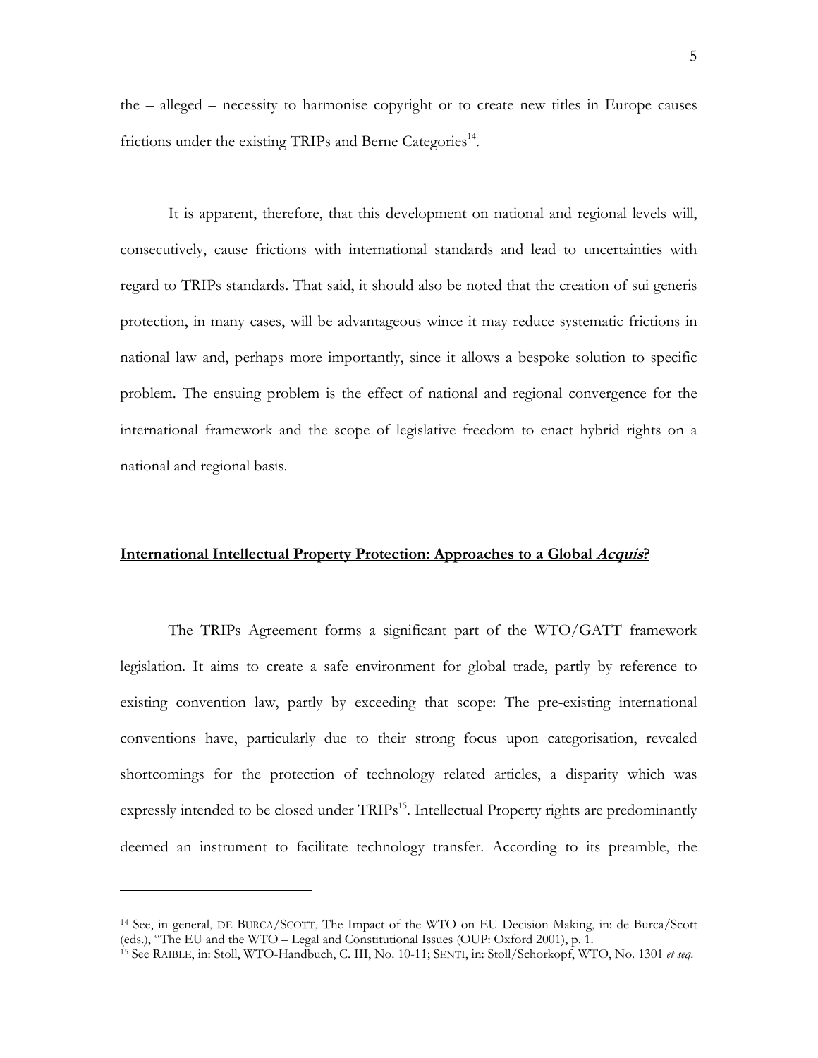the – alleged – necessity to harmonise copyright or to create new titles in Europe causes frictions under the existing TRIPs and Berne Categories[14].

It is apparent, therefore, that this development on national and regional levels will, consecutively, cause frictions with international standards and lead to uncertainties with regard to TRIPs standards. That said, it should also be noted that the creation of sui generis protection, in many cases, will be advantageous wince it may reduce systematic frictions in national law and, perhaps more importantly, since it allows a bespoke solution to specific problem. The ensuing problem is the effect of national and regional convergence for the international framework and the scope of legislative freedom to enact hybrid rights on a national and regional basis.

## International Intellectual Property Protection: Approaches to a Global *Acquis*?

The TRIPs Agreement forms a significant part of the WTO/GATT framework legislation. It aims to create a safe environment for global trade, partly by reference to existing convention law, partly by exceeding that scope: The pre-existing international conventions have, particularly due to their strong focus upon categorisation, revealed shortcomings for the protection of technology related articles, a disparity which was expressly intended to be closed under TRIPs[15]. Intellectual Property rights are predominantly deemed an instrument to facilitate technology transfer. According to its preamble, the

---

[14] See, in general, DE BURCA/SCOTT, The Impact of the WTO on EU Decision Making, in: de Burca/Scott (eds.), "The EU and the WTO – Legal and Constitutional Issues (OUP: Oxford 2001), p. 1.

[15] See RAIBLE, in: Stoll, WTO-Handbuch, C. III, No. 10-11; SENTI, in: Stoll/Schorkopf, WTO, No. 1301 *et seq*.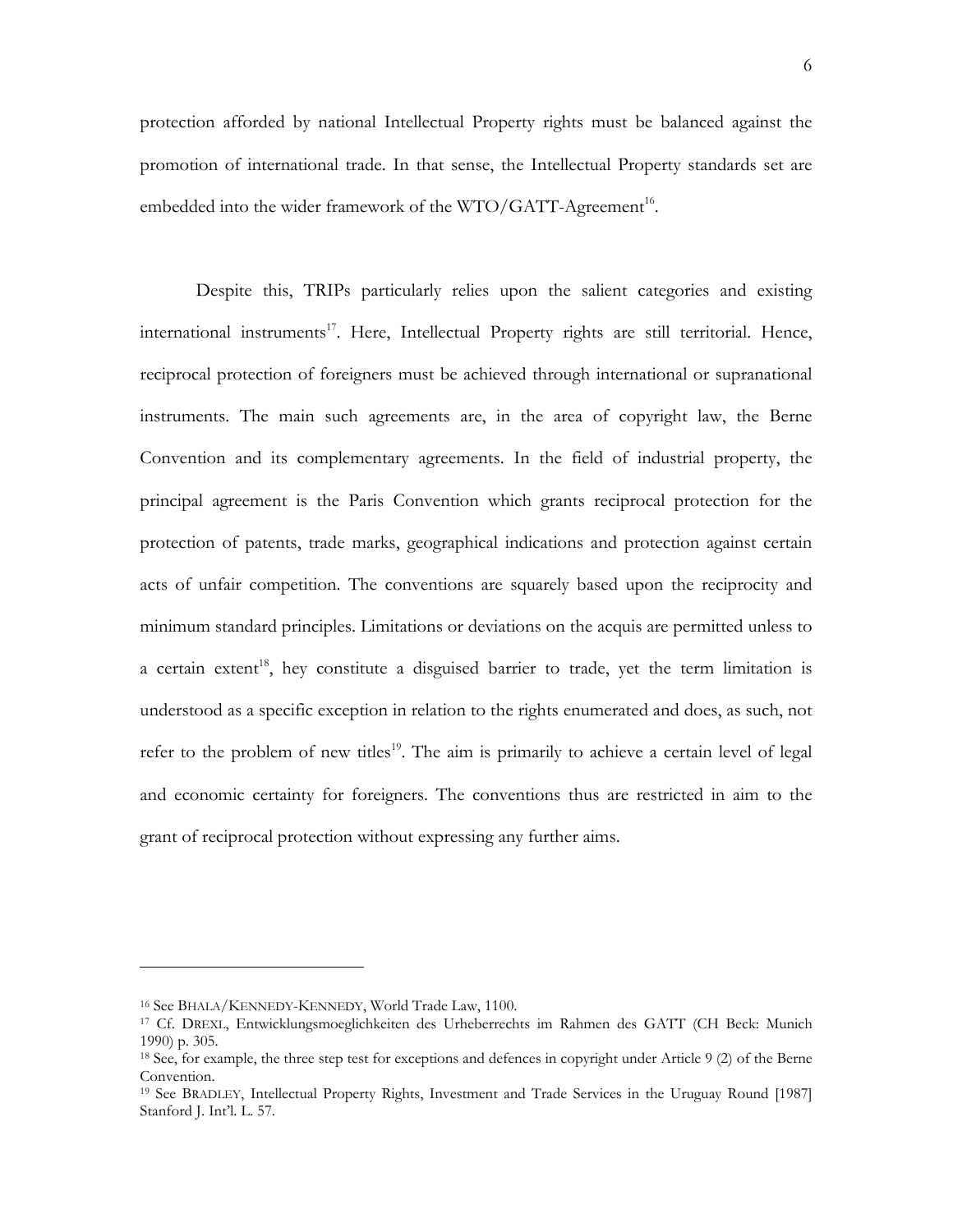protection afforded by national Intellectual Property rights must be balanced against the promotion of international trade. In that sense, the Intellectual Property standards set are embedded into the wider framework of the WTO/GATT-Agreement[16].

Despite this, TRIPs particularly relies upon the salient categories and existing international instruments[17]. Here, Intellectual Property rights are still territorial. Hence, reciprocal protection of foreigners must be achieved through international or supranational instruments. The main such agreements are, in the area of copyright law, the Berne Convention and its complementary agreements. In the field of industrial property, the principal agreement is the Paris Convention which grants reciprocal protection for the protection of patents, trade marks, geographical indications and protection against certain acts of unfair competition. The conventions are squarely based upon the reciprocity and minimum standard principles. Limitations or deviations on the acquis are permitted unless to a certain extent[18], hey constitute a disguised barrier to trade, yet the term limitation is understood as a specific exception in relation to the rights enumerated and does, as such, not refer to the problem of new titles[19]. The aim is primarily to achieve a certain level of legal and economic certainty for foreigners. The conventions thus are restricted in aim to the grant of reciprocal protection without expressing any further aims.

---

[16] See BHALA/KENNEDY-KENNEDY, World Trade Law, 1100.

[17] Cf. DREXL, Entwicklungsmoeglichkeiten des Urheberrechts im Rahmen des GATT (CH Beck: Munich 1990) p. 305.

[18] See, for example, the three step test for exceptions and defences in copyright under Article 9 (2) of the Berne Convention.

[19] See BRADLEY, Intellectual Property Rights, Investment and Trade Services in the Uruguay Round [1987] Stanford J. Int'l. L. 57.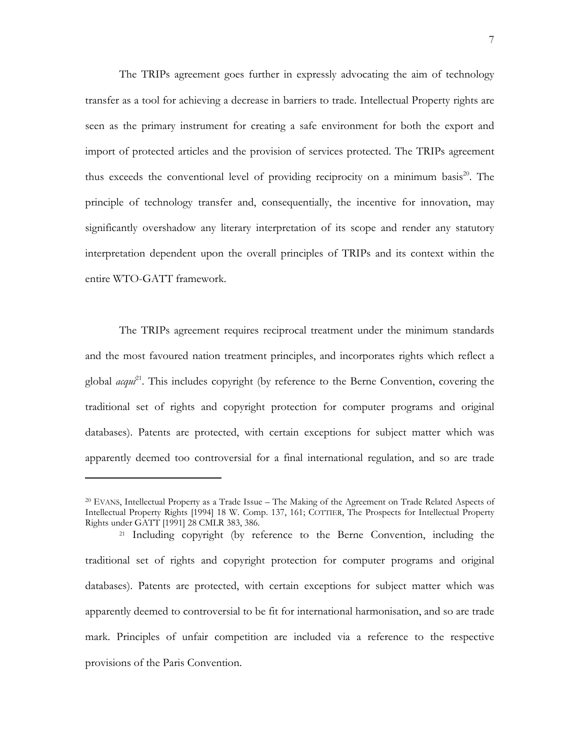The TRIPs agreement goes further in expressly advocating the aim of technology transfer as a tool for achieving a decrease in barriers to trade. Intellectual Property rights are seen as the primary instrument for creating a safe environment for both the export and import of protected articles and the provision of services protected. The TRIPs agreement thus exceeds the conventional level of providing reciprocity on a minimum basis[20]. The principle of technology transfer and, consequentially, the incentive for innovation, may significantly overshadow any literary interpretation of its scope and render any statutory interpretation dependent upon the overall principles of TRIPs and its context within the entire WTO-GATT framework.

The TRIPs agreement requires reciprocal treatment under the minimum standards and the most favoured nation treatment principles, and incorporates rights which reflect a global *acqui*[21]. This includes copyright (by reference to the Berne Convention, covering the traditional set of rights and copyright protection for computer programs and original databases). Patents are protected, with certain exceptions for subject matter which was apparently deemed too controversial for a final international regulation, and so are trade

---

[20] EVANS, Intellectual Property as a Trade Issue – The Making of the Agreement on Trade Related Aspects of Intellectual Property Rights [1994] 18 W. Comp. 137, 161; COTTIER, The Prospects for Intellectual Property Rights under GATT [1991] 28 CMLR 383, 386.

[21] Including copyright (by reference to the Berne Convention, including the traditional set of rights and copyright protection for computer programs and original databases). Patents are protected, with certain exceptions for subject matter which was apparently deemed to controversial to be fit for international harmonisation, and so are trade mark. Principles of unfair competition are included via a reference to the respective provisions of the Paris Convention.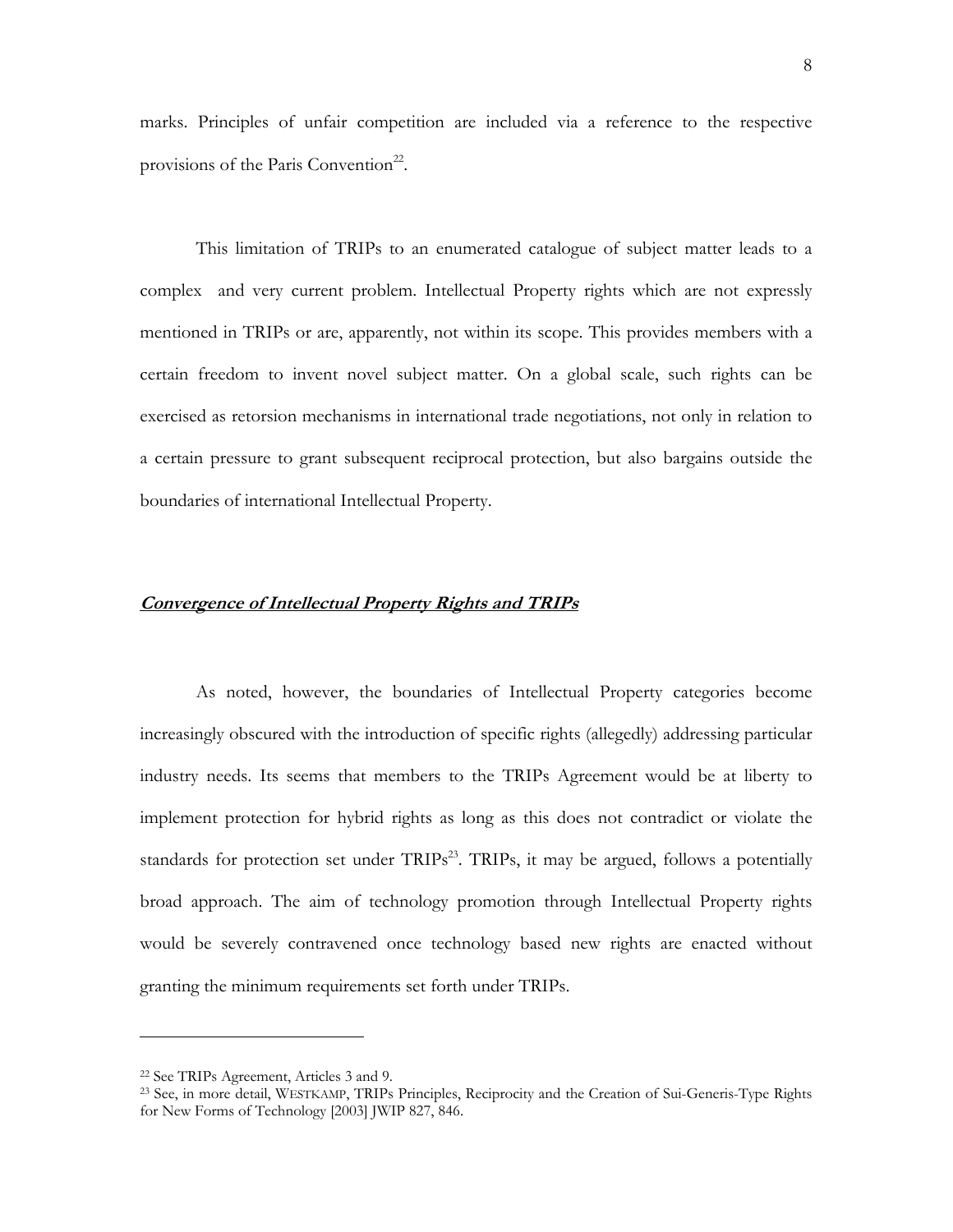marks. Principles of unfair competition are included via a reference to the respective provisions of the Paris Convention[22].

This limitation of TRIPs to an enumerated catalogue of subject matter leads to a complex and very current problem. Intellectual Property rights which are not expressly mentioned in TRIPs or are, apparently, not within its scope. This provides members with a certain freedom to invent novel subject matter. On a global scale, such rights can be exercised as retorsion mechanisms in international trade negotiations, not only in relation to a certain pressure to grant subsequent reciprocal protection, but also bargains outside the boundaries of international Intellectual Property.

***Convergence of Intellectual Property Rights and TRIPs***

As noted, however, the boundaries of Intellectual Property categories become increasingly obscured with the introduction of specific rights (allegedly) addressing particular industry needs. Its seems that members to the TRIPs Agreement would be at liberty to implement protection for hybrid rights as long as this does not contradict or violate the standards for protection set under TRIPs[23]. TRIPs, it may be argued, follows a potentially broad approach. The aim of technology promotion through Intellectual Property rights would be severely contravened once technology based new rights are enacted without granting the minimum requirements set forth under TRIPs.

---

[22] See TRIPs Agreement, Articles 3 and 9.

[23] See, in more detail, WESTKAMP, TRIPs Principles, Reciprocity and the Creation of Sui-Generis-Type Rights for New Forms of Technology [2003] JWIP 827, 846.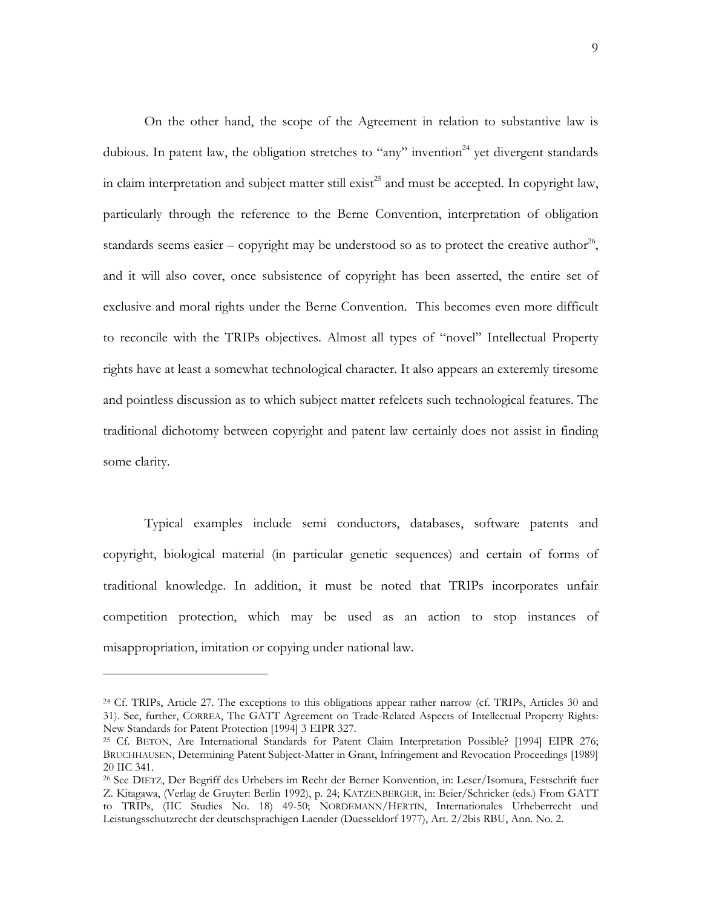On the other hand, the scope of the Agreement in relation to substantive law is dubious. In patent law, the obligation stretches to "any" invention[24] yet divergent standards in claim interpretation and subject matter still exist[25] and must be accepted. In copyright law, particularly through the reference to the Berne Convention, interpretation of obligation standards seems easier – copyright may be understood so as to protect the creative author[26], and it will also cover, once subsistence of copyright has been asserted, the entire set of exclusive and moral rights under the Berne Convention. This becomes even more difficult to reconcile with the TRIPs objectives. Almost all types of "novel" Intellectual Property rights have at least a somewhat technological character. It also appears an exteremly tiresome and pointless discussion as to which subject matter refelcets such technological features. The traditional dichotomy between copyright and patent law certainly does not assist in finding some clarity.

Typical examples include semi conductors, databases, software patents and copyright, biological material (in particular genetic sequences) and certain of forms of traditional knowledge. In addition, it must be noted that TRIPs incorporates unfair competition protection, which may be used as an action to stop instances of misappropriation, imitation or copying under national law.

---

[24] Cf. TRIPs, Article 27. The exceptions to this obligations appear rather narrow (cf. TRIPs, Articles 30 and 31). See, further, CORREA, The GATT Agreement on Trade-Related Aspects of Intellectual Property Rights: New Standards for Patent Protection [1994] 3 EIPR 327.

[25] Cf. BETON, Are International Standards for Patent Claim Interpretation Possible? [1994] EIPR 276; BRUCHHAUSEN, Determining Patent Subject-Matter in Grant, Infringement and Revocation Proceedings [1989] 20 IIC 341.

[26] See DIETZ, Der Begriff des Urhebers im Recht der Berner Konvention, in: Leser/Isomura, Festschrift fuer Z. Kitagawa, (Verlag de Gruyter: Berlin 1992), p. 24; KATZENBERGER, in: Beier/Schricker (eds.) From GATT to TRIPs, (IIC Studies No. 18) 49-50; NORDEMANN/HERTIN, Internationales Urheberrecht und Leistungsschutzrecht der deutschsprachigen Laender (Duesseldorf 1977), Art. 2/2bis RBU, Ann. No. 2.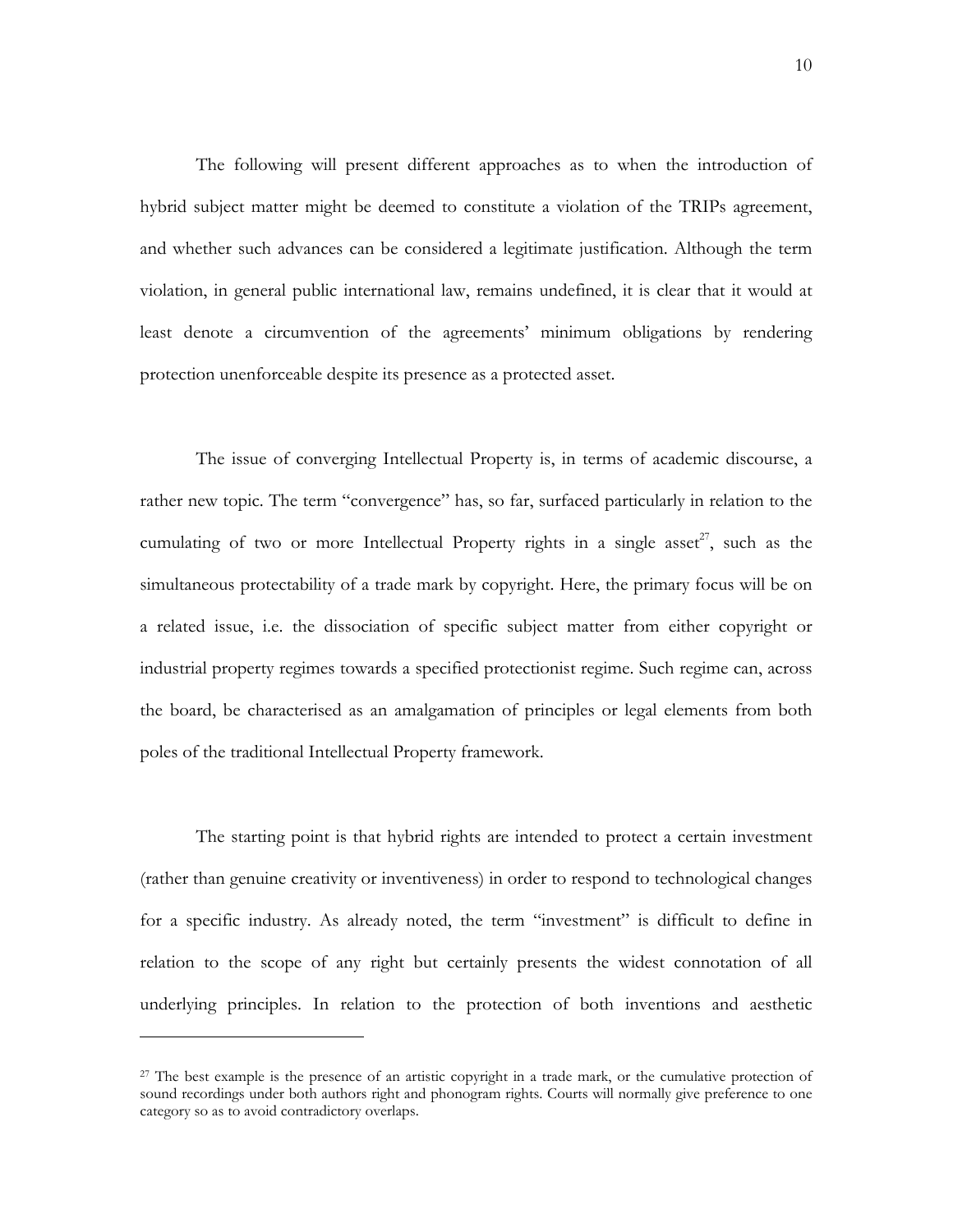The following will present different approaches as to when the introduction of hybrid subject matter might be deemed to constitute a violation of the TRIPs agreement, and whether such advances can be considered a legitimate justification. Although the term violation, in general public international law, remains undefined, it is clear that it would at least denote a circumvention of the agreements' minimum obligations by rendering protection unenforceable despite its presence as a protected asset.

The issue of converging Intellectual Property is, in terms of academic discourse, a rather new topic. The term "convergence" has, so far, surfaced particularly in relation to the cumulating of two or more Intellectual Property rights in a single asset[27], such as the simultaneous protectability of a trade mark by copyright. Here, the primary focus will be on a related issue, i.e. the dissociation of specific subject matter from either copyright or industrial property regimes towards a specified protectionist regime. Such regime can, across the board, be characterised as an amalgamation of principles or legal elements from both poles of the traditional Intellectual Property framework.

The starting point is that hybrid rights are intended to protect a certain investment (rather than genuine creativity or inventiveness) in order to respond to technological changes for a specific industry. As already noted, the term "investment" is difficult to define in relation to the scope of any right but certainly presents the widest connotation of all underlying principles. In relation to the protection of both inventions and aesthetic

[27] The best example is the presence of an artistic copyright in a trade mark, or the cumulative protection of sound recordings under both authors right and phonogram rights. Courts will normally give preference to one category so as to avoid contradictory overlaps.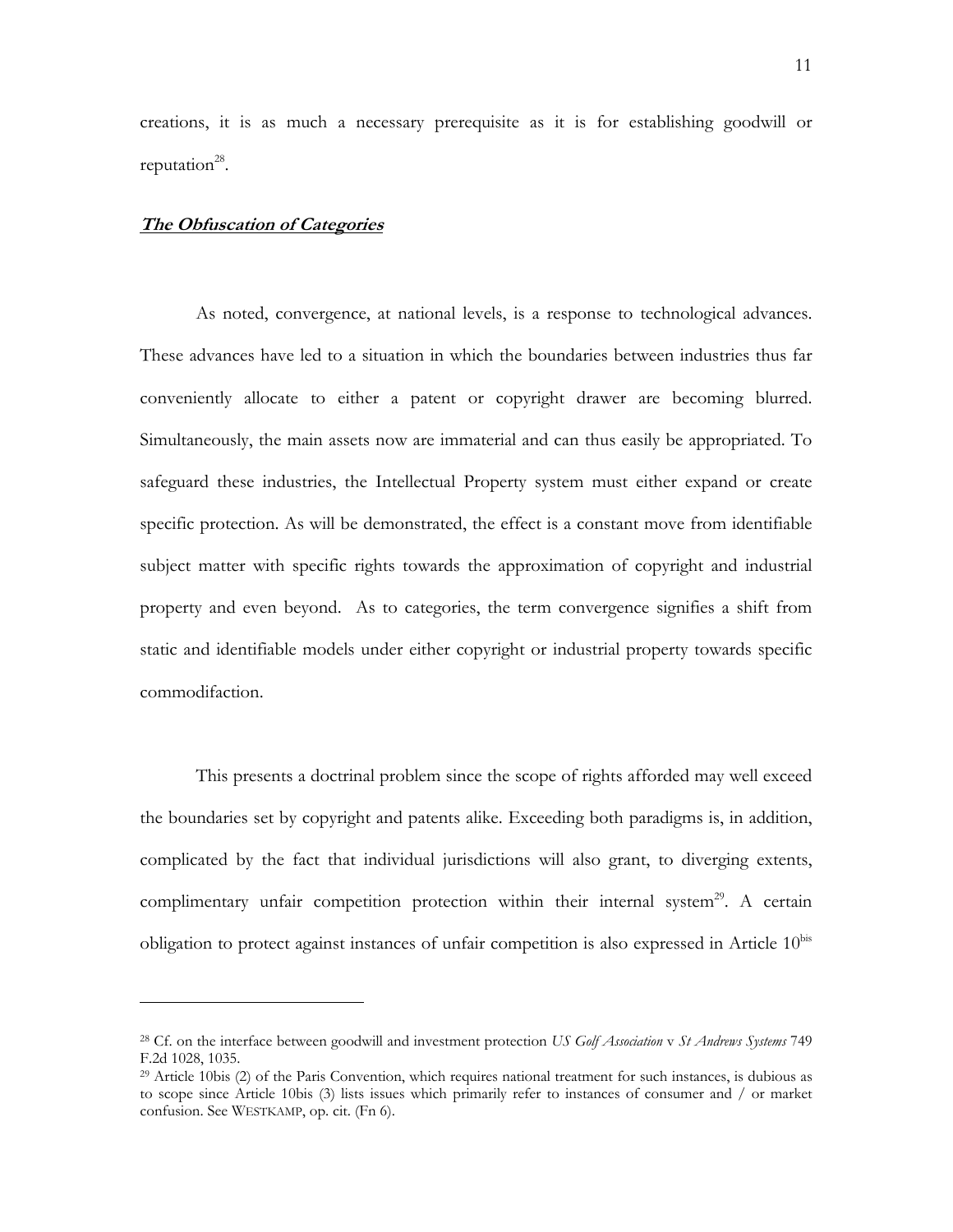creations, it is as much a necessary prerequisite as it is for establishing goodwill or reputation[28].

***The Obfuscation of Categories***

As noted, convergence, at national levels, is a response to technological advances. These advances have led to a situation in which the boundaries between industries thus far conveniently allocate to either a patent or copyright drawer are becoming blurred. Simultaneously, the main assets now are immaterial and can thus easily be appropriated. To safeguard these industries, the Intellectual Property system must either expand or create specific protection. As will be demonstrated, the effect is a constant move from identifiable subject matter with specific rights towards the approximation of copyright and industrial property and even beyond. As to categories, the term convergence signifies a shift from static and identifiable models under either copyright or industrial property towards specific commodifaction.

This presents a doctrinal problem since the scope of rights afforded may well exceed the boundaries set by copyright and patents alike. Exceeding both paradigms is, in addition, complicated by the fact that individual jurisdictions will also grant, to diverging extents, complimentary unfair competition protection within their internal system[29]. A certain obligation to protect against instances of unfair competition is also expressed in Article 10[bis]

---

[28] Cf. on the interface between goodwill and investment protection *US Golf Association* v *St Andrews Systems* 749 F.2d 1028, 1035.

[29] Article 10bis (2) of the Paris Convention, which requires national treatment for such instances, is dubious as to scope since Article 10bis (3) lists issues which primarily refer to instances of consumer and / or market confusion. See WESTKAMP, op. cit. (Fn 6).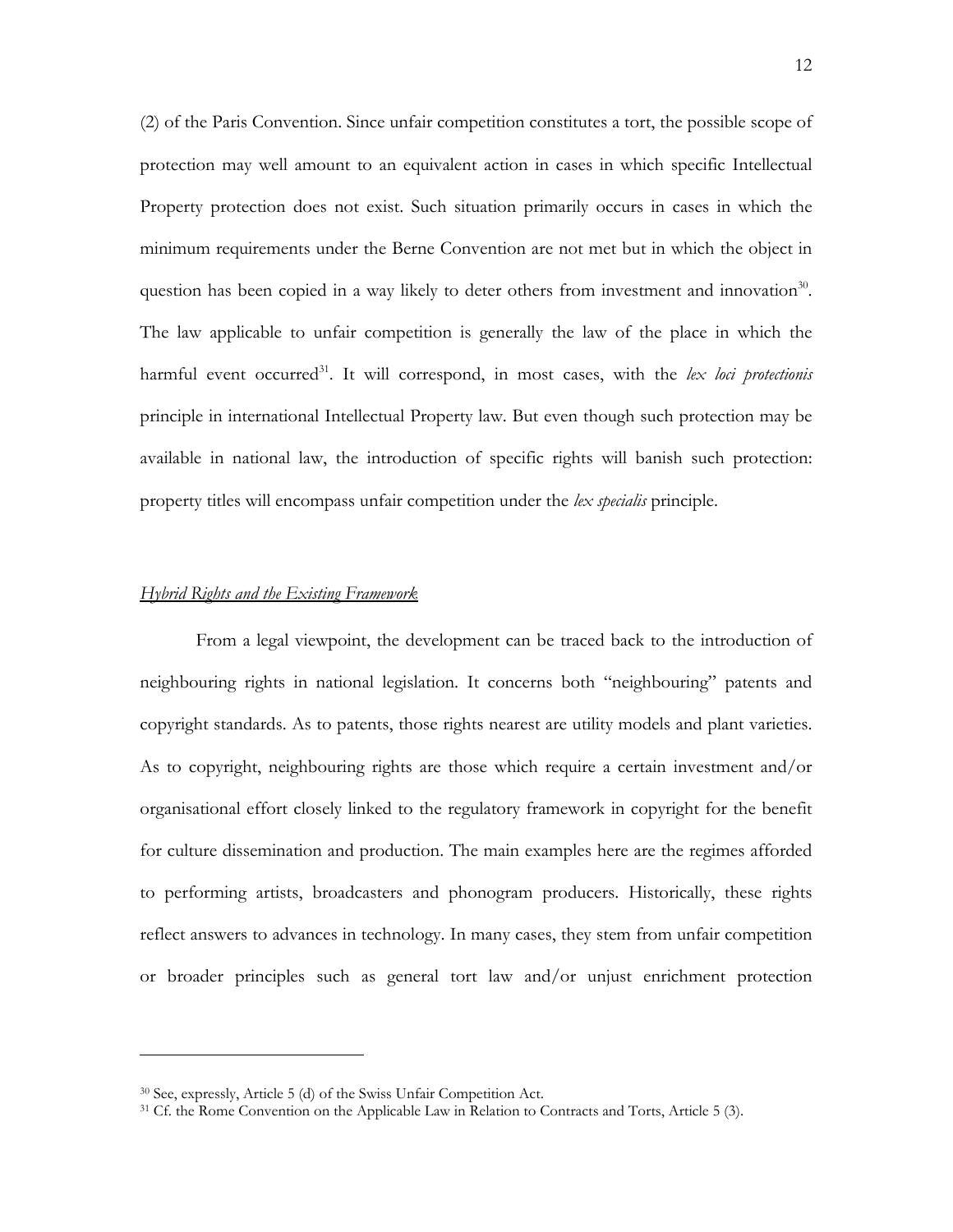(2) of the Paris Convention. Since unfair competition constitutes a tort, the possible scope of protection may well amount to an equivalent action in cases in which specific Intellectual Property protection does not exist. Such situation primarily occurs in cases in which the minimum requirements under the Berne Convention are not met but in which the object in question has been copied in a way likely to deter others from investment and innovation[30]. The law applicable to unfair competition is generally the law of the place in which the harmful event occurred[31]. It will correspond, in most cases, with the *lex loci protectionis* principle in international Intellectual Property law. But even though such protection may be available in national law, the introduction of specific rights will banish such protection: property titles will encompass unfair competition under the *lex specialis* principle.

## *Hybrid Rights and the Existing Framework*

From a legal viewpoint, the development can be traced back to the introduction of neighbouring rights in national legislation. It concerns both "neighbouring" patents and copyright standards. As to patents, those rights nearest are utility models and plant varieties. As to copyright, neighbouring rights are those which require a certain investment and/or organisational effort closely linked to the regulatory framework in copyright for the benefit for culture dissemination and production. The main examples here are the regimes afforded to performing artists, broadcasters and phonogram producers. Historically, these rights reflect answers to advances in technology. In many cases, they stem from unfair competition or broader principles such as general tort law and/or unjust enrichment protection

---

[30] See, expressly, Article 5 (d) of the Swiss Unfair Competition Act.

[31] Cf. the Rome Convention on the Applicable Law in Relation to Contracts and Torts, Article 5 (3).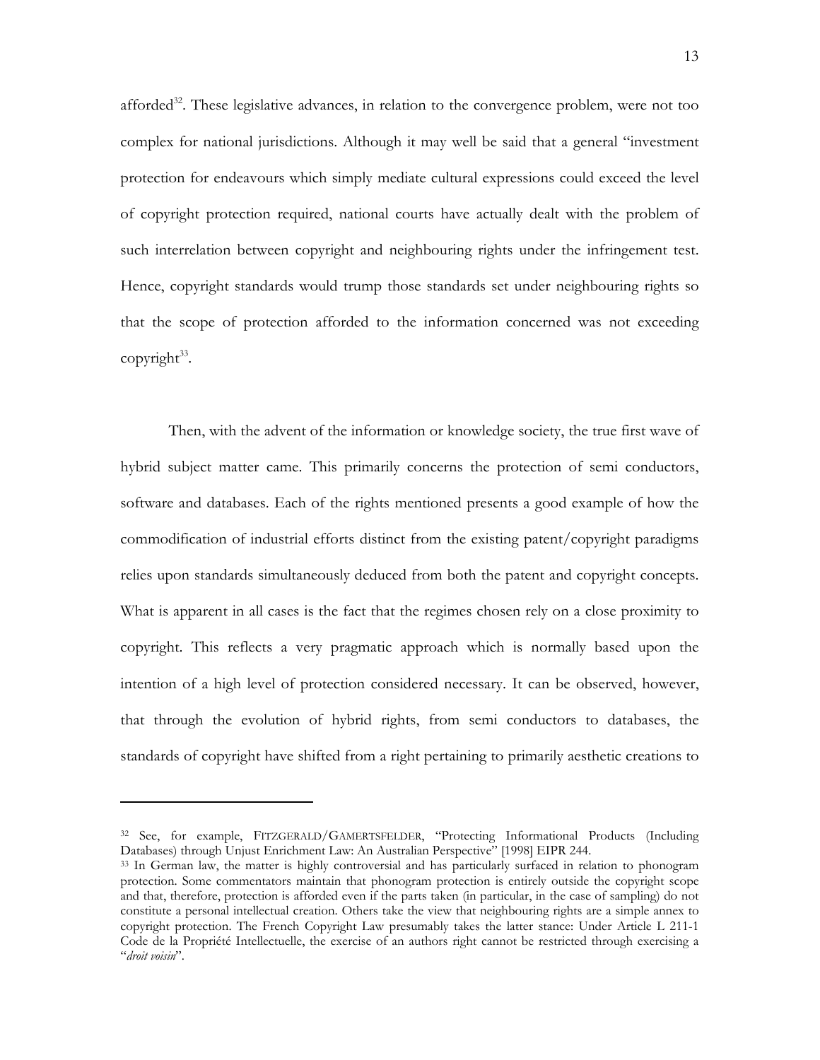afforded[32]. These legislative advances, in relation to the convergence problem, were not too complex for national jurisdictions. Although it may well be said that a general "investment protection for endeavours which simply mediate cultural expressions could exceed the level of copyright protection required, national courts have actually dealt with the problem of such interrelation between copyright and neighbouring rights under the infringement test. Hence, copyright standards would trump those standards set under neighbouring rights so that the scope of protection afforded to the information concerned was not exceeding copyright[33].

Then, with the advent of the information or knowledge society, the true first wave of hybrid subject matter came. This primarily concerns the protection of semi conductors, software and databases. Each of the rights mentioned presents a good example of how the commodification of industrial efforts distinct from the existing patent/copyright paradigms relies upon standards simultaneously deduced from both the patent and copyright concepts. What is apparent in all cases is the fact that the regimes chosen rely on a close proximity to copyright. This reflects a very pragmatic approach which is normally based upon the intention of a high level of protection considered necessary. It can be observed, however, that through the evolution of hybrid rights, from semi conductors to databases, the standards of copyright have shifted from a right pertaining to primarily aesthetic creations to

---

[32] See, for example, FITZGERALD/GAMERTSFELDER, "Protecting Informational Products (Including Databases) through Unjust Enrichment Law: An Australian Perspective" [1998] EIPR 244.

[33] In German law, the matter is highly controversial and has particularly surfaced in relation to phonogram protection. Some commentators maintain that phonogram protection is entirely outside the copyright scope and that, therefore, protection is afforded even if the parts taken (in particular, in the case of sampling) do not constitute a personal intellectual creation. Others take the view that neighbouring rights are a simple annex to copyright protection. The French Copyright Law presumably takes the latter stance: Under Article L 211-1 Code de la Propriété Intellectuelle, the exercise of an authors right cannot be restricted through exercising a "*droit voisin*".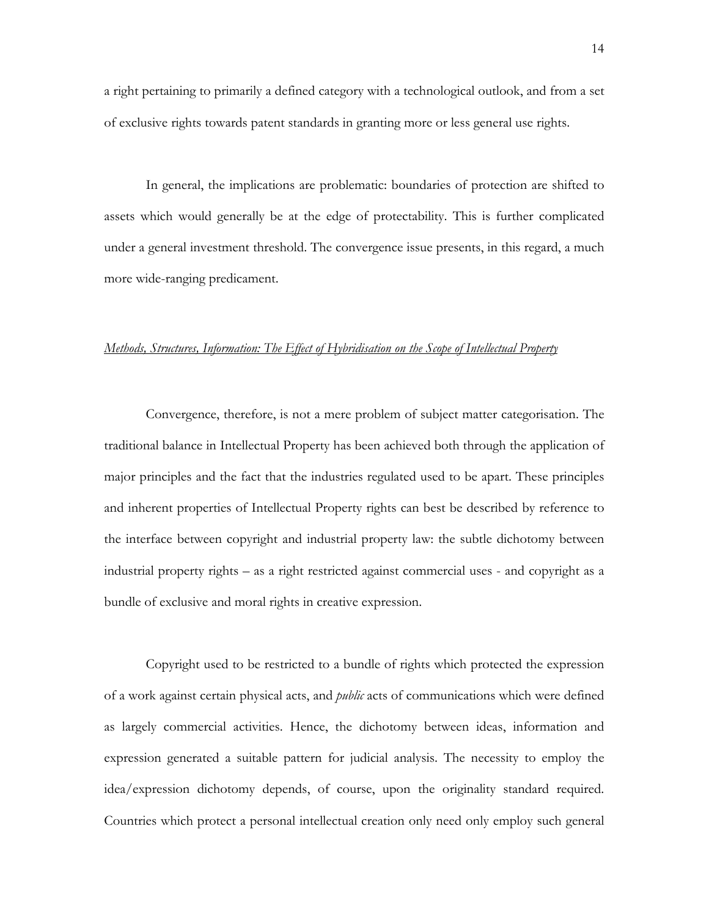a right pertaining to primarily a defined category with a technological outlook, and from a set of exclusive rights towards patent standards in granting more or less general use rights.

In general, the implications are problematic: boundaries of protection are shifted to assets which would generally be at the edge of protectability. This is further complicated under a general investment threshold. The convergence issue presents, in this regard, a much more wide-ranging predicament.

*<u>Methods, Structures, Information: The Effect of Hybridisation on the Scope of Intellectual Property</u>*

Convergence, therefore, is not a mere problem of subject matter categorisation. The traditional balance in Intellectual Property has been achieved both through the application of major principles and the fact that the industries regulated used to be apart. These principles and inherent properties of Intellectual Property rights can best be described by reference to the interface between copyright and industrial property law: the subtle dichotomy between industrial property rights – as a right restricted against commercial uses - and copyright as a bundle of exclusive and moral rights in creative expression.

Copyright used to be restricted to a bundle of rights which protected the expression of a work against certain physical acts, and *public* acts of communications which were defined as largely commercial activities. Hence, the dichotomy between ideas, information and expression generated a suitable pattern for judicial analysis. The necessity to employ the idea/expression dichotomy depends, of course, upon the originality standard required. Countries which protect a personal intellectual creation only need only employ such general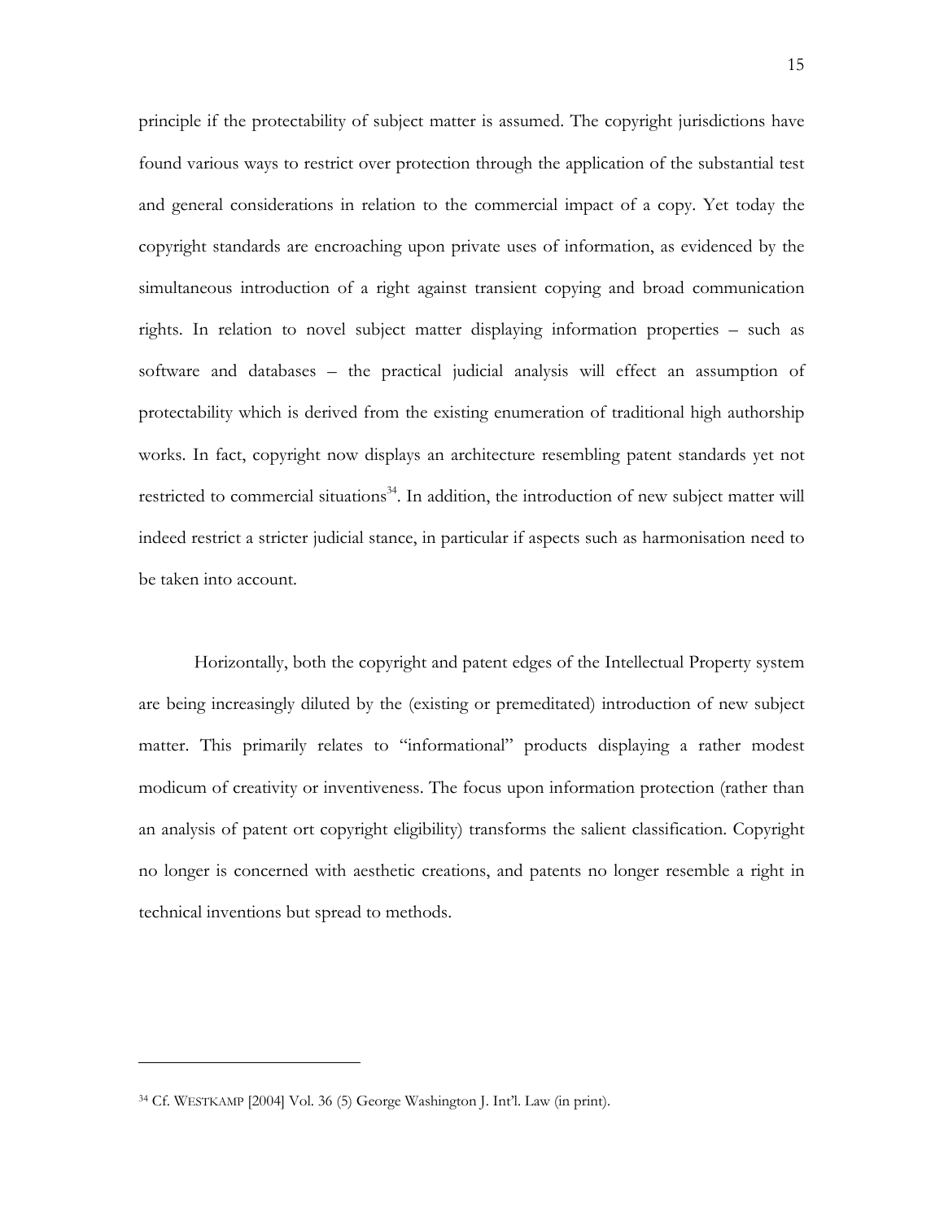principle if the protectability of subject matter is assumed. The copyright jurisdictions have found various ways to restrict over protection through the application of the substantial test and general considerations in relation to the commercial impact of a copy. Yet today the copyright standards are encroaching upon private uses of information, as evidenced by the simultaneous introduction of a right against transient copying and broad communication rights. In relation to novel subject matter displaying information properties – such as software and databases – the practical judicial analysis will effect an assumption of protectability which is derived from the existing enumeration of traditional high authorship works. In fact, copyright now displays an architecture resembling patent standards yet not restricted to commercial situations[34]. In addition, the introduction of new subject matter will indeed restrict a stricter judicial stance, in particular if aspects such as harmonisation need to be taken into account.

Horizontally, both the copyright and patent edges of the Intellectual Property system are being increasingly diluted by the (existing or premeditated) introduction of new subject matter. This primarily relates to "informational" products displaying a rather modest modicum of creativity or inventiveness. The focus upon information protection (rather than an analysis of patent ort copyright eligibility) transforms the salient classification. Copyright no longer is concerned with aesthetic creations, and patents no longer resemble a right in technical inventions but spread to methods.

---

[34] Cf. WESTKAMP [2004] Vol. 36 (5) George Washington J. Int'l. Law (in print).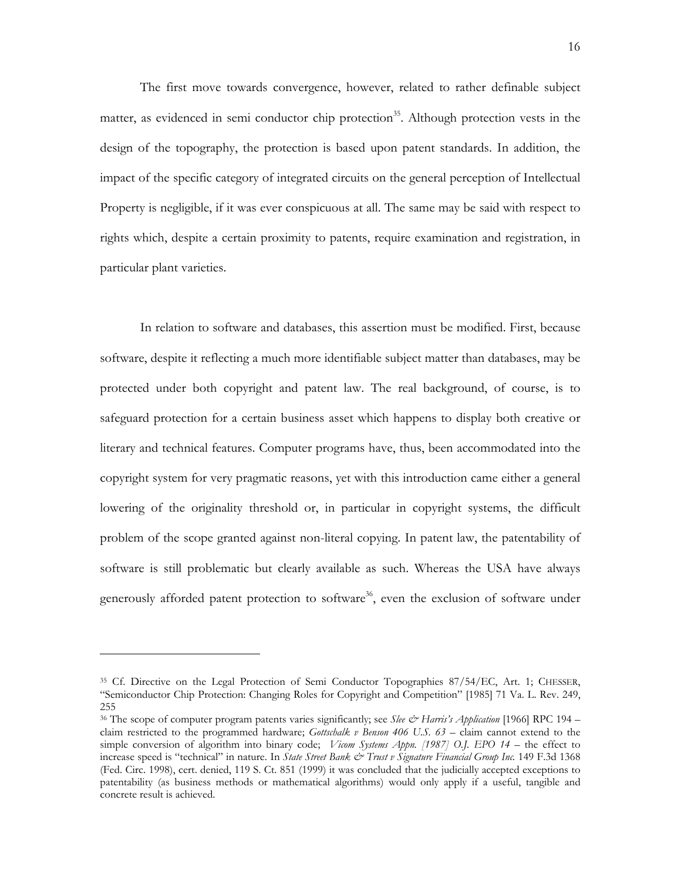The first move towards convergence, however, related to rather definable subject matter, as evidenced in semi conductor chip protection[35]. Although protection vests in the design of the topography, the protection is based upon patent standards. In addition, the impact of the specific category of integrated circuits on the general perception of Intellectual Property is negligible, if it was ever conspicuous at all. The same may be said with respect to rights which, despite a certain proximity to patents, require examination and registration, in particular plant varieties.

In relation to software and databases, this assertion must be modified. First, because software, despite it reflecting a much more identifiable subject matter than databases, may be protected under both copyright and patent law. The real background, of course, is to safeguard protection for a certain business asset which happens to display both creative or literary and technical features. Computer programs have, thus, been accommodated into the copyright system for very pragmatic reasons, yet with this introduction came either a general lowering of the originality threshold or, in particular in copyright systems, the difficult problem of the scope granted against non-literal copying. In patent law, the patentability of software is still problematic but clearly available as such. Whereas the USA have always generously afforded patent protection to software[36], even the exclusion of software under

---

[35] Cf. Directive on the Legal Protection of Semi Conductor Topographies 87/54/EC, Art. 1; CHESSER, "Semiconductor Chip Protection: Changing Roles for Copyright and Competition" [1985] 71 Va. L. Rev. 249, 255

[36] The scope of computer program patents varies significantly; see *Slee & Harris's Application* [1966] RPC 194 – claim restricted to the programmed hardware; *Gottschalk v Benson 406 U.S. 63* – claim cannot extend to the simple conversion of algorithm into binary code; *Vicom Systems Appn. [1987] O.J. EPO 14* – the effect to increase speed is "technical" in nature. In *State Street Bank & Trust v Signature Financial Group Inc.* 149 F.3d 1368 (Fed. Circ. 1998), cert. denied, 119 S. Ct. 851 (1999) it was concluded that the judicially accepted exceptions to patentability (as business methods or mathematical algorithms) would only apply if a useful, tangible and concrete result is achieved.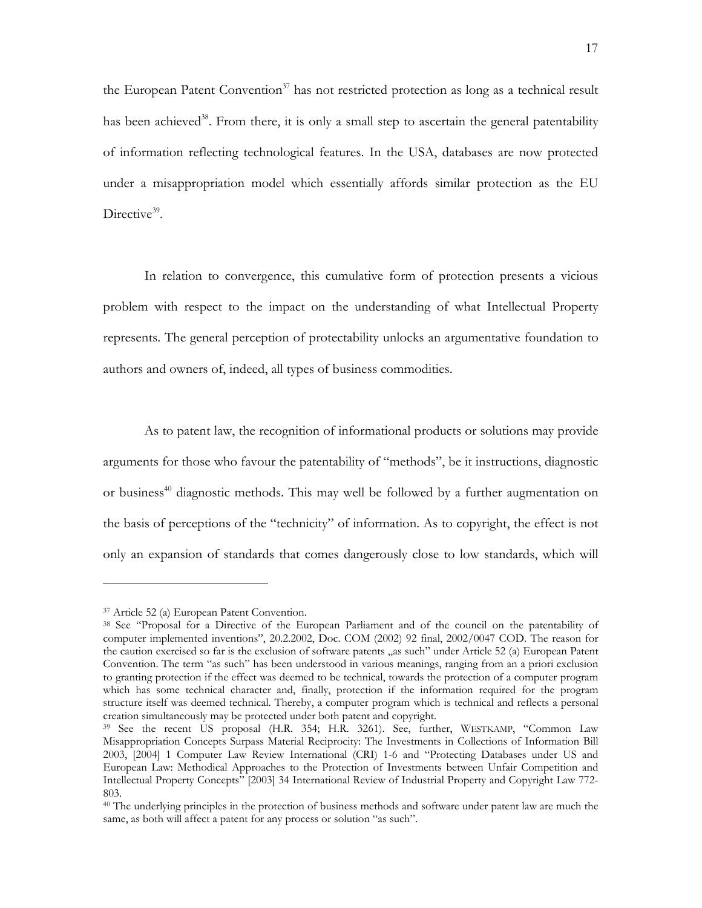the European Patent Convention[37] has not restricted protection as long as a technical result has been achieved[38]. From there, it is only a small step to ascertain the general patentability of information reflecting technological features. In the USA, databases are now protected under a misappropriation model which essentially affords similar protection as the EU Directive[39].

In relation to convergence, this cumulative form of protection presents a vicious problem with respect to the impact on the understanding of what Intellectual Property represents. The general perception of protectability unlocks an argumentative foundation to authors and owners of, indeed, all types of business commodities.

As to patent law, the recognition of informational products or solutions may provide arguments for those who favour the patentability of "methods", be it instructions, diagnostic or business[40] diagnostic methods. This may well be followed by a further augmentation on the basis of perceptions of the "technicity" of information. As to copyright, the effect is not only an expansion of standards that comes dangerously close to low standards, which will

---

[37] Article 52 (a) European Patent Convention.

[38] See "Proposal for a Directive of the European Parliament and of the council on the patentability of computer implemented inventions", 20.2.2002, Doc. COM (2002) 92 final, 2002/0047 COD. The reason for the caution exercised so far is the exclusion of software patents „as such" under Article 52 (a) European Patent Convention. The term "as such" has been understood in various meanings, ranging from an a priori exclusion to granting protection if the effect was deemed to be technical, towards the protection of a computer program which has some technical character and, finally, protection if the information required for the program structure itself was deemed technical. Thereby, a computer program which is technical and reflects a personal creation simultaneously may be protected under both patent and copyright.

[39] See the recent US proposal (H.R. 354; H.R. 3261). See, further, WESTKAMP, "Common Law Misappropriation Concepts Surpass Material Reciprocity: The Investments in Collections of Information Bill 2003, [2004] 1 Computer Law Review International (CRI) 1-6 and "Protecting Databases under US and European Law: Methodical Approaches to the Protection of Investments between Unfair Competition and Intellectual Property Concepts" [2003] 34 International Review of Industrial Property and Copyright Law 772-803.

[40] The underlying principles in the protection of business methods and software under patent law are much the same, as both will affect a patent for any process or solution "as such".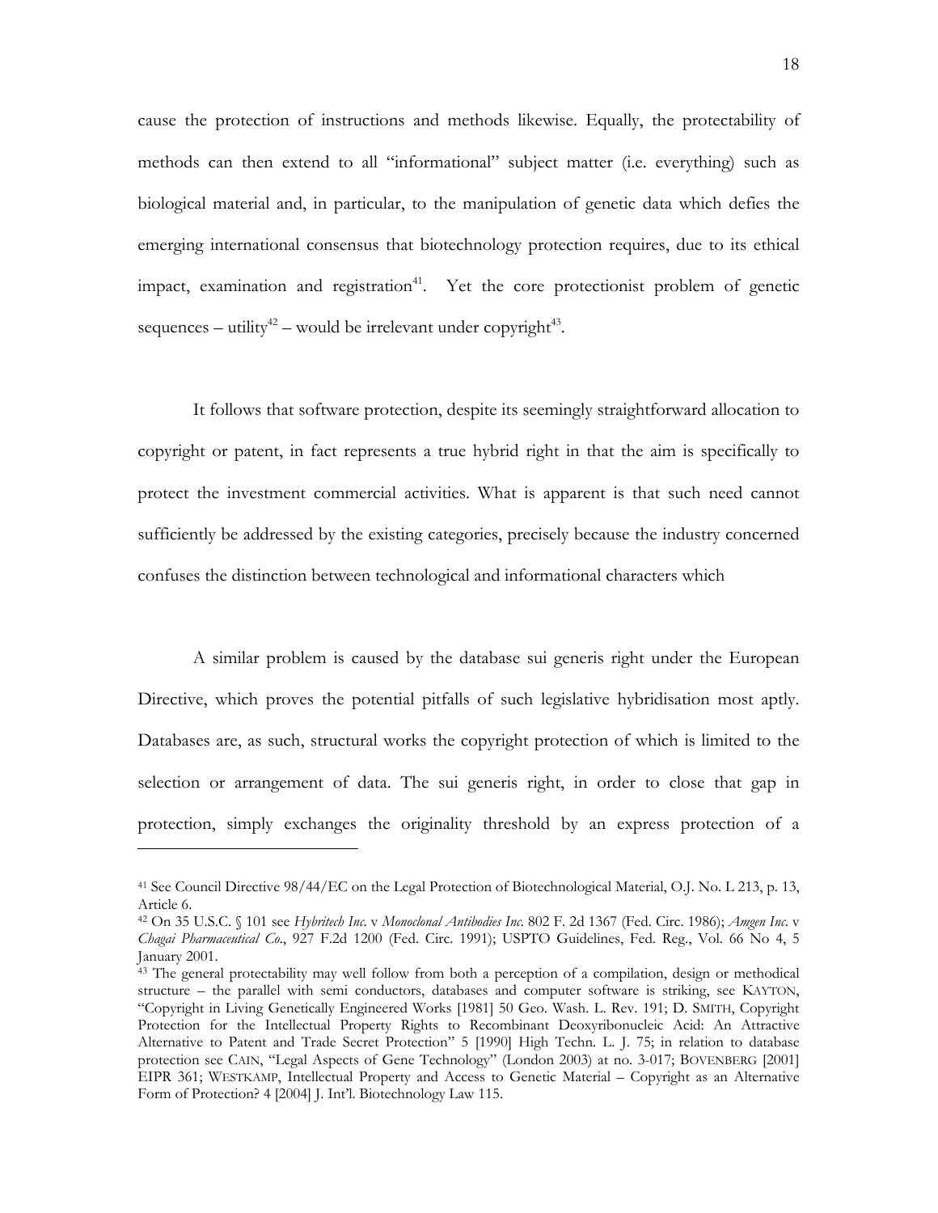cause the protection of instructions and methods likewise. Equally, the protectability of methods can then extend to all "informational" subject matter (i.e. everything) such as biological material and, in particular, to the manipulation of genetic data which defies the emerging international consensus that biotechnology protection requires, due to its ethical impact, examination and registration[41]. Yet the core protectionist problem of genetic sequences – utility[42] – would be irrelevant under copyright[43].

It follows that software protection, despite its seemingly straightforward allocation to copyright or patent, in fact represents a true hybrid right in that the aim is specifically to protect the investment commercial activities. What is apparent is that such need cannot sufficiently be addressed by the existing categories, precisely because the industry concerned confuses the distinction between technological and informational characters which

A similar problem is caused by the database sui generis right under the European Directive, which proves the potential pitfalls of such legislative hybridisation most aptly. Databases are, as such, structural works the copyright protection of which is limited to the selection or arrangement of data. The sui generis right, in order to close that gap in protection, simply exchanges the originality threshold by an express protection of a

---

[41] See Council Directive 98/44/EC on the Legal Protection of Biotechnological Material, O.J. No. L 213, p. 13, Article 6.

[42] On 35 U.S.C. § 101 see *Hybritech Inc.* v *Monoclonal Antibodies Inc*. 802 F. 2d 1367 (Fed. Circ. 1986); *Amgen Inc.* v *Chagai Pharmaceutical Co*., 927 F.2d 1200 (Fed. Circ. 1991); USPTO Guidelines, Fed. Reg., Vol. 66 No 4, 5 January 2001.

[43] The general protectability may well follow from both a perception of a compilation, design or methodical structure – the parallel with semi conductors, databases and computer software is striking, see KAYTON, "Copyright in Living Genetically Engineered Works [1981] 50 Geo. Wash. L. Rev. 191; D. SMITH, Copyright Protection for the Intellectual Property Rights to Recombinant Deoxyribonucleic Acid: An Attractive Alternative to Patent and Trade Secret Protection" 5 [1990] High Techn. L. J. 75; in relation to database protection see CAIN, "Legal Aspects of Gene Technology" (London 2003) at no. 3-017; BOVENBERG [2001] EIPR 361; WESTKAMP, Intellectual Property and Access to Genetic Material – Copyright as an Alternative Form of Protection? 4 [2004] J. Int'l. Biotechnology Law 115.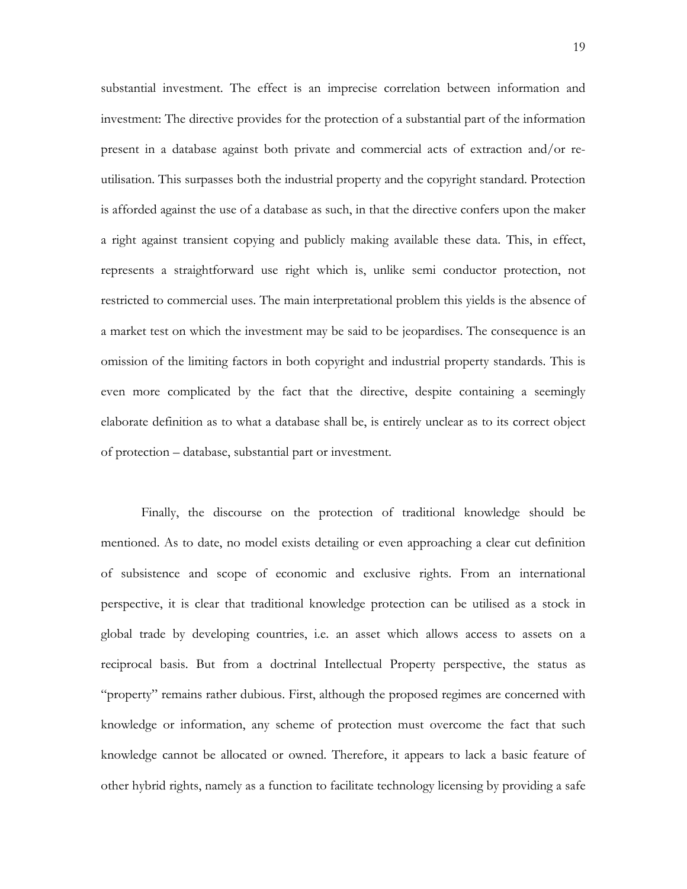substantial investment. The effect is an imprecise correlation between information and investment: The directive provides for the protection of a substantial part of the information present in a database against both private and commercial acts of extraction and/or re-utilisation. This surpasses both the industrial property and the copyright standard. Protection is afforded against the use of a database as such, in that the directive confers upon the maker a right against transient copying and publicly making available these data. This, in effect, represents a straightforward use right which is, unlike semi conductor protection, not restricted to commercial uses. The main interpretational problem this yields is the absence of a market test on which the investment may be said to be jeopardises. The consequence is an omission of the limiting factors in both copyright and industrial property standards. This is even more complicated by the fact that the directive, despite containing a seemingly elaborate definition as to what a database shall be, is entirely unclear as to its correct object of protection – database, substantial part or investment.

Finally, the discourse on the protection of traditional knowledge should be mentioned. As to date, no model exists detailing or even approaching a clear cut definition of subsistence and scope of economic and exclusive rights. From an international perspective, it is clear that traditional knowledge protection can be utilised as a stock in global trade by developing countries, i.e. an asset which allows access to assets on a reciprocal basis. But from a doctrinal Intellectual Property perspective, the status as "property" remains rather dubious. First, although the proposed regimes are concerned with knowledge or information, any scheme of protection must overcome the fact that such knowledge cannot be allocated or owned. Therefore, it appears to lack a basic feature of other hybrid rights, namely as a function to facilitate technology licensing by providing a safe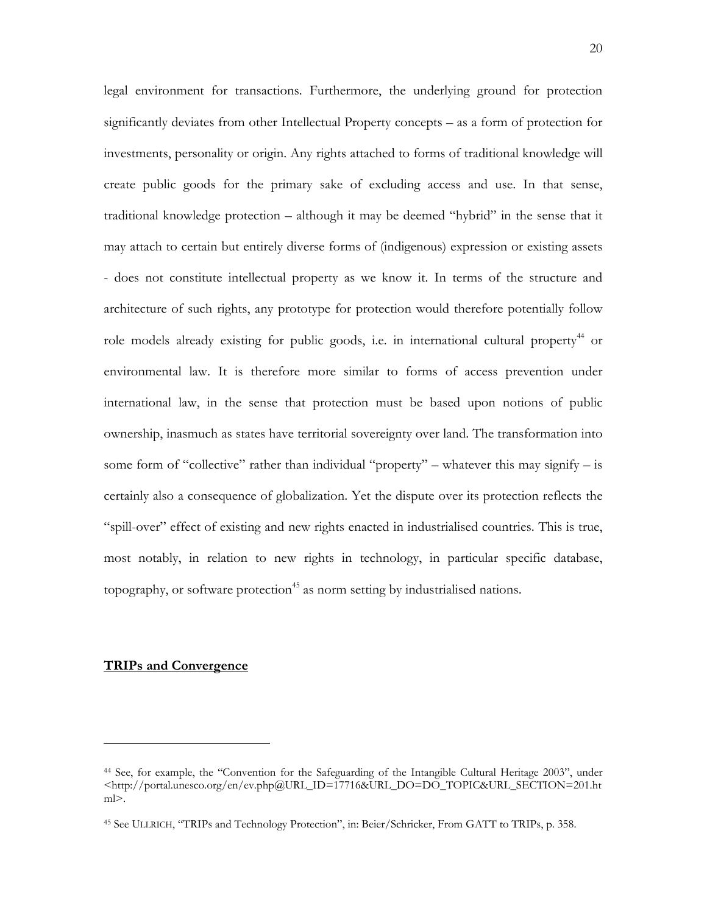legal environment for transactions. Furthermore, the underlying ground for protection significantly deviates from other Intellectual Property concepts – as a form of protection for investments, personality or origin. Any rights attached to forms of traditional knowledge will create public goods for the primary sake of excluding access and use. In that sense, traditional knowledge protection – although it may be deemed "hybrid" in the sense that it may attach to certain but entirely diverse forms of (indigenous) expression or existing assets - does not constitute intellectual property as we know it. In terms of the structure and architecture of such rights, any prototype for protection would therefore potentially follow role models already existing for public goods, i.e. in international cultural property[44] or environmental law. It is therefore more similar to forms of access prevention under international law, in the sense that protection must be based upon notions of public ownership, inasmuch as states have territorial sovereignty over land. The transformation into some form of "collective" rather than individual "property" – whatever this may signify – is certainly also a consequence of globalization. Yet the dispute over its protection reflects the "spill-over" effect of existing and new rights enacted in industrialised countries. This is true, most notably, in relation to new rights in technology, in particular specific database, topography, or software protection[45] as norm setting by industrialised nations.

## **TRIPs and Convergence**

---

[44] See, for example, the "Convention for the Safeguarding of the Intangible Cultural Heritage 2003", under <http://portal.unesco.org/en/ev.php@URL_ID=17716&URL_DO=DO_TOPIC&URL_SECTION=201.html>.

[45] See ULLRICH, "TRIPs and Technology Protection", in: Beier/Schricker, From GATT to TRIPs, p. 358.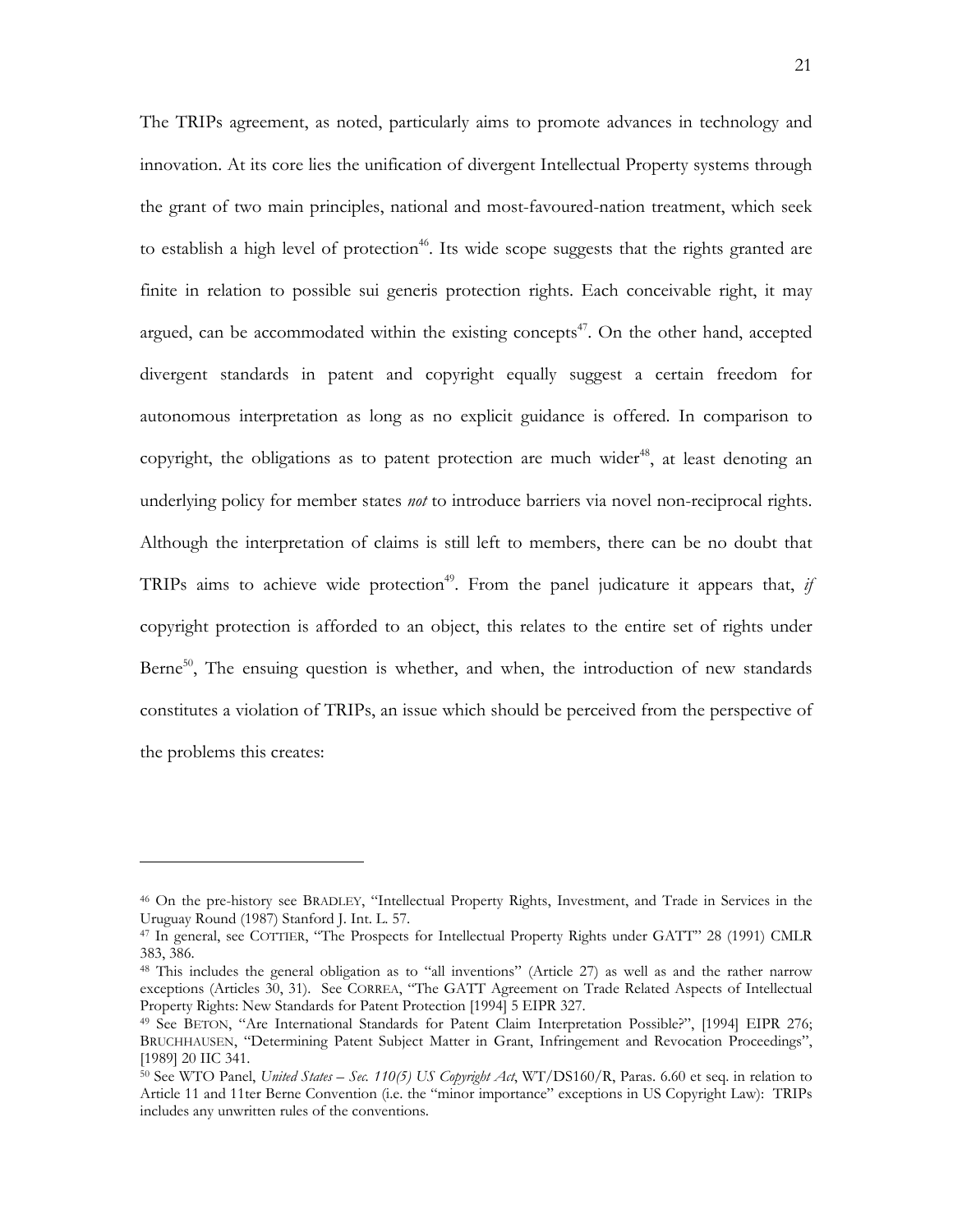The TRIPs agreement, as noted, particularly aims to promote advances in technology and innovation. At its core lies the unification of divergent Intellectual Property systems through the grant of two main principles, national and most-favoured-nation treatment, which seek to establish a high level of protection[46]. Its wide scope suggests that the rights granted are finite in relation to possible sui generis protection rights. Each conceivable right, it may argued, can be accommodated within the existing concepts[47]. On the other hand, accepted divergent standards in patent and copyright equally suggest a certain freedom for autonomous interpretation as long as no explicit guidance is offered. In comparison to copyright, the obligations as to patent protection are much wider[48], at least denoting an underlying policy for member states *not* to introduce barriers via novel non-reciprocal rights. Although the interpretation of claims is still left to members, there can be no doubt that TRIPs aims to achieve wide protection[49]. From the panel judicature it appears that, *if* copyright protection is afforded to an object, this relates to the entire set of rights under Berne[50], The ensuing question is whether, and when, the introduction of new standards constitutes a violation of TRIPs, an issue which should be perceived from the perspective of the problems this creates:

---

[46] On the pre-history see BRADLEY, "Intellectual Property Rights, Investment, and Trade in Services in the Uruguay Round (1987) Stanford J. Int. L. 57.

[47] In general, see COTTIER, "The Prospects for Intellectual Property Rights under GATT" 28 (1991) CMLR 383, 386.

[48] This includes the general obligation as to "all inventions" (Article 27) as well as and the rather narrow exceptions (Articles 30, 31). See CORREA, "The GATT Agreement on Trade Related Aspects of Intellectual Property Rights: New Standards for Patent Protection [1994] 5 EIPR 327.

[49] See BETON, "Are International Standards for Patent Claim Interpretation Possible?", [1994] EIPR 276; BRUCHHAUSEN, "Determining Patent Subject Matter in Grant, Infringement and Revocation Proceedings", [1989] 20 IIC 341.

[50] See WTO Panel, *United States – Sec. 110(5) US Copyright Act*, WT/DS160/R, Paras. 6.60 et seq. in relation to Article 11 and 11ter Berne Convention (i.e. the "minor importance" exceptions in US Copyright Law): TRIPs includes any unwritten rules of the conventions.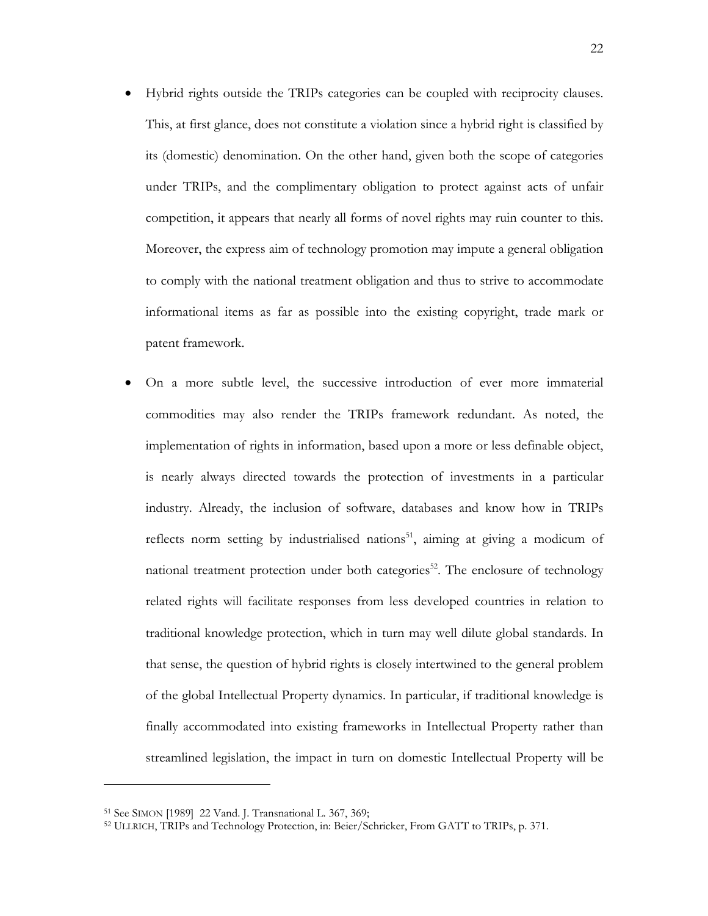- Hybrid rights outside the TRIPs categories can be coupled with reciprocity clauses. This, at first glance, does not constitute a violation since a hybrid right is classified by its (domestic) denomination. On the other hand, given both the scope of categories under TRIPs, and the complimentary obligation to protect against acts of unfair competition, it appears that nearly all forms of novel rights may ruin counter to this. Moreover, the express aim of technology promotion may impute a general obligation to comply with the national treatment obligation and thus to strive to accommodate informational items as far as possible into the existing copyright, trade mark or patent framework.

- On a more subtle level, the successive introduction of ever more immaterial commodities may also render the TRIPs framework redundant. As noted, the implementation of rights in information, based upon a more or less definable object, is nearly always directed towards the protection of investments in a particular industry. Already, the inclusion of software, databases and know how in TRIPs reflects norm setting by industrialised nations[51], aiming at giving a modicum of national treatment protection under both categories[52]. The enclosure of technology related rights will facilitate responses from less developed countries in relation to traditional knowledge protection, which in turn may well dilute global standards. In that sense, the question of hybrid rights is closely intertwined to the general problem of the global Intellectual Property dynamics. In particular, if traditional knowledge is finally accommodated into existing frameworks in Intellectual Property rather than streamlined legislation, the impact in turn on domestic Intellectual Property will be

---

[51] See SIMON [1989] 22 Vand. J. Transnational L. 367, 369;

[52] ULLRICH, TRIPs and Technology Protection, in: Beier/Schricker, From GATT to TRIPs, p. 371.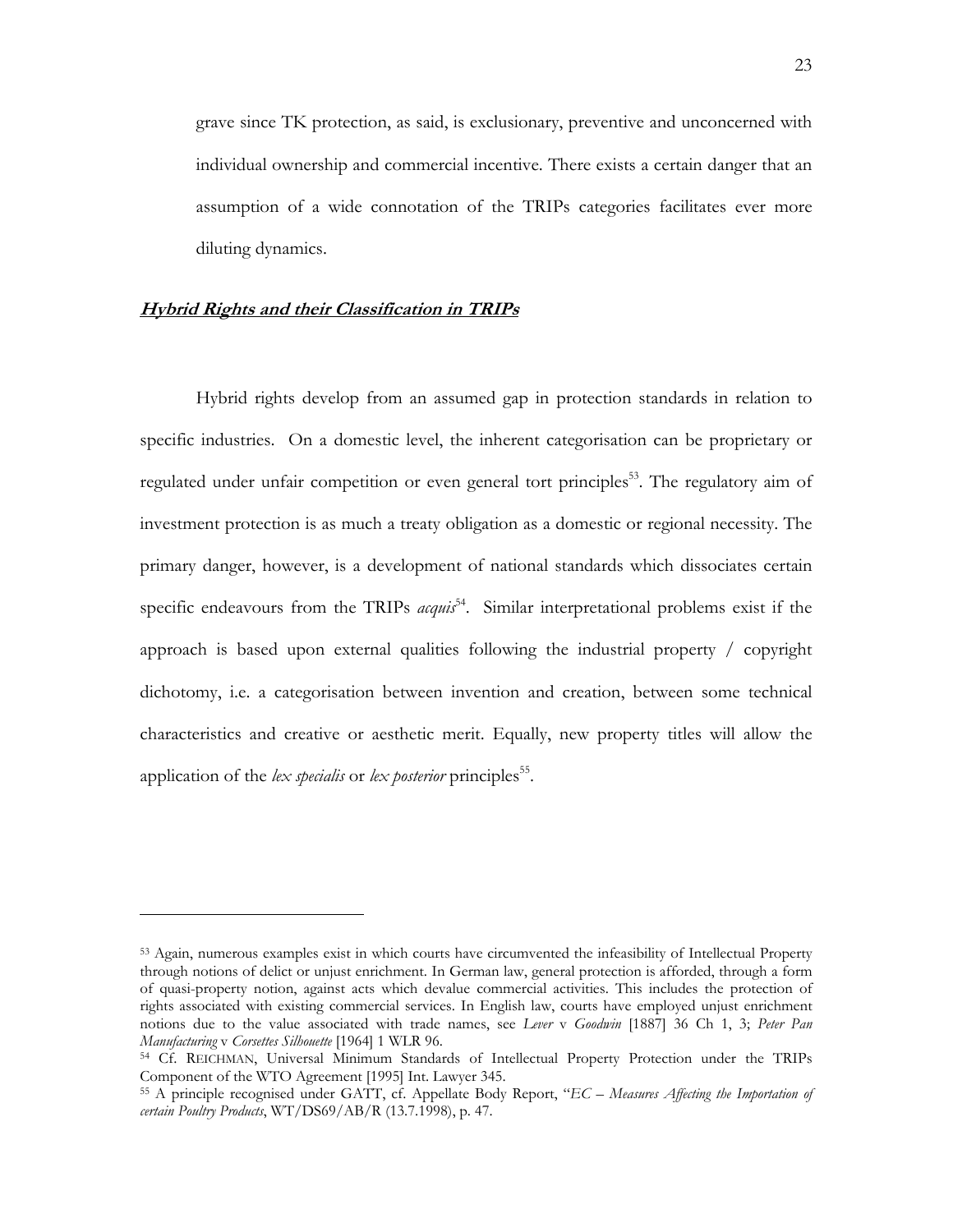grave since TK protection, as said, is exclusionary, preventive and unconcerned with individual ownership and commercial incentive. There exists a certain danger that an assumption of a wide connotation of the TRIPs categories facilitates ever more diluting dynamics.

### ***Hybrid Rights and their Classification in TRIPs***

Hybrid rights develop from an assumed gap in protection standards in relation to specific industries. On a domestic level, the inherent categorisation can be proprietary or regulated under unfair competition or even general tort principles[53]. The regulatory aim of investment protection is as much a treaty obligation as a domestic or regional necessity. The primary danger, however, is a development of national standards which dissociates certain specific endeavours from the TRIPs *acquis*[54]. Similar interpretational problems exist if the approach is based upon external qualities following the industrial property / copyright dichotomy, i.e. a categorisation between invention and creation, between some technical characteristics and creative or aesthetic merit. Equally, new property titles will allow the application of the *lex specialis* or *lex posterior* principles[55].

---

[53] Again, numerous examples exist in which courts have circumvented the infeasibility of Intellectual Property through notions of delict or unjust enrichment. In German law, general protection is afforded, through a form of quasi-property notion, against acts which devalue commercial activities. This includes the protection of rights associated with existing commercial services. In English law, courts have employed unjust enrichment notions due to the value associated with trade names, see *Lever* v *Goodwin* [1887] 36 Ch 1, 3; *Peter Pan Manufacturing* v *Corsettes Silhouette* [1964] 1 WLR 96.

[54] Cf. REICHMAN, Universal Minimum Standards of Intellectual Property Protection under the TRIPs Component of the WTO Agreement [1995] Int. Lawyer 345.

[55] A principle recognised under GATT, cf. Appellate Body Report, "*EC – Measures Affecting the Importation of certain Poultry Products*, WT/DS69/AB/R (13.7.1998), p. 47.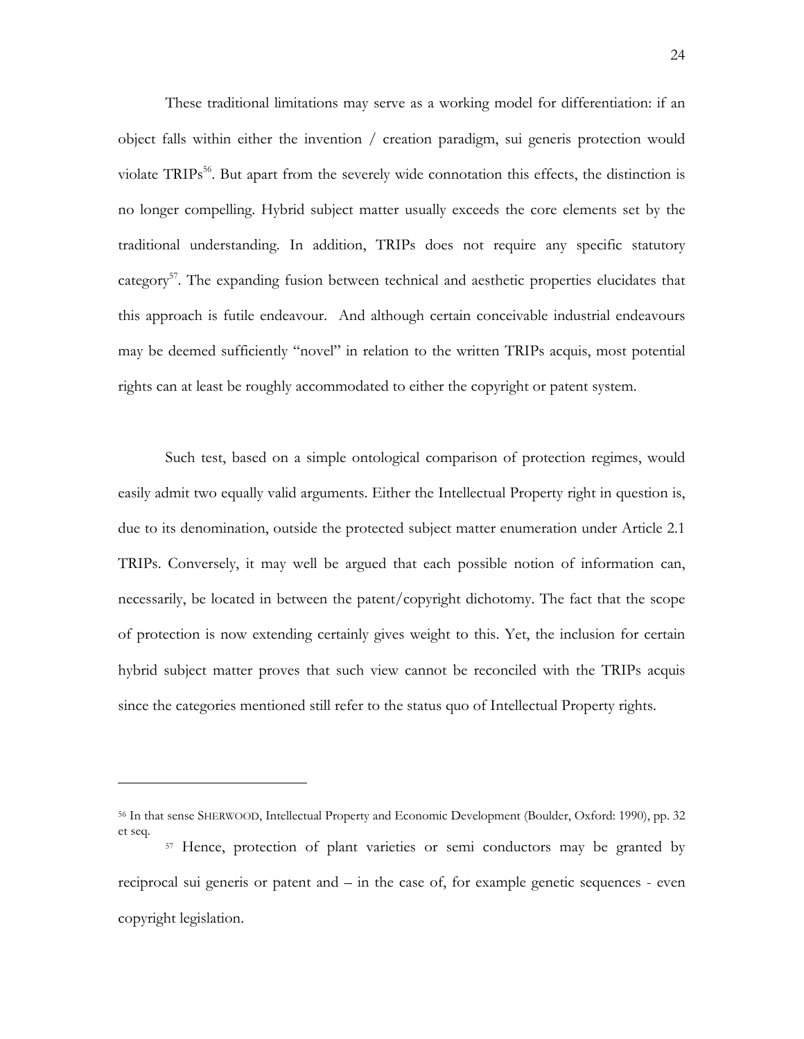These traditional limitations may serve as a working model for differentiation: if an object falls within either the invention / creation paradigm, sui generis protection would violate TRIPs[56]. But apart from the severely wide connotation this effects, the distinction is no longer compelling. Hybrid subject matter usually exceeds the core elements set by the traditional understanding. In addition, TRIPs does not require any specific statutory category[57]. The expanding fusion between technical and aesthetic properties elucidates that this approach is futile endeavour. And although certain conceivable industrial endeavours may be deemed sufficiently "novel" in relation to the written TRIPs acquis, most potential rights can at least be roughly accommodated to either the copyright or patent system.

Such test, based on a simple ontological comparison of protection regimes, would easily admit two equally valid arguments. Either the Intellectual Property right in question is, due to its denomination, outside the protected subject matter enumeration under Article 2.1 TRIPs. Conversely, it may well be argued that each possible notion of information can, necessarily, be located in between the patent/copyright dichotomy. The fact that the scope of protection is now extending certainly gives weight to this. Yet, the inclusion for certain hybrid subject matter proves that such view cannot be reconciled with the TRIPs acquis since the categories mentioned still refer to the status quo of Intellectual Property rights.

---

[56] In that sense SHERWOOD, Intellectual Property and Economic Development (Boulder, Oxford: 1990), pp. 32 et seq.

[57] Hence, protection of plant varieties or semi conductors may be granted by reciprocal sui generis or patent and – in the case of, for example genetic sequences - even copyright legislation.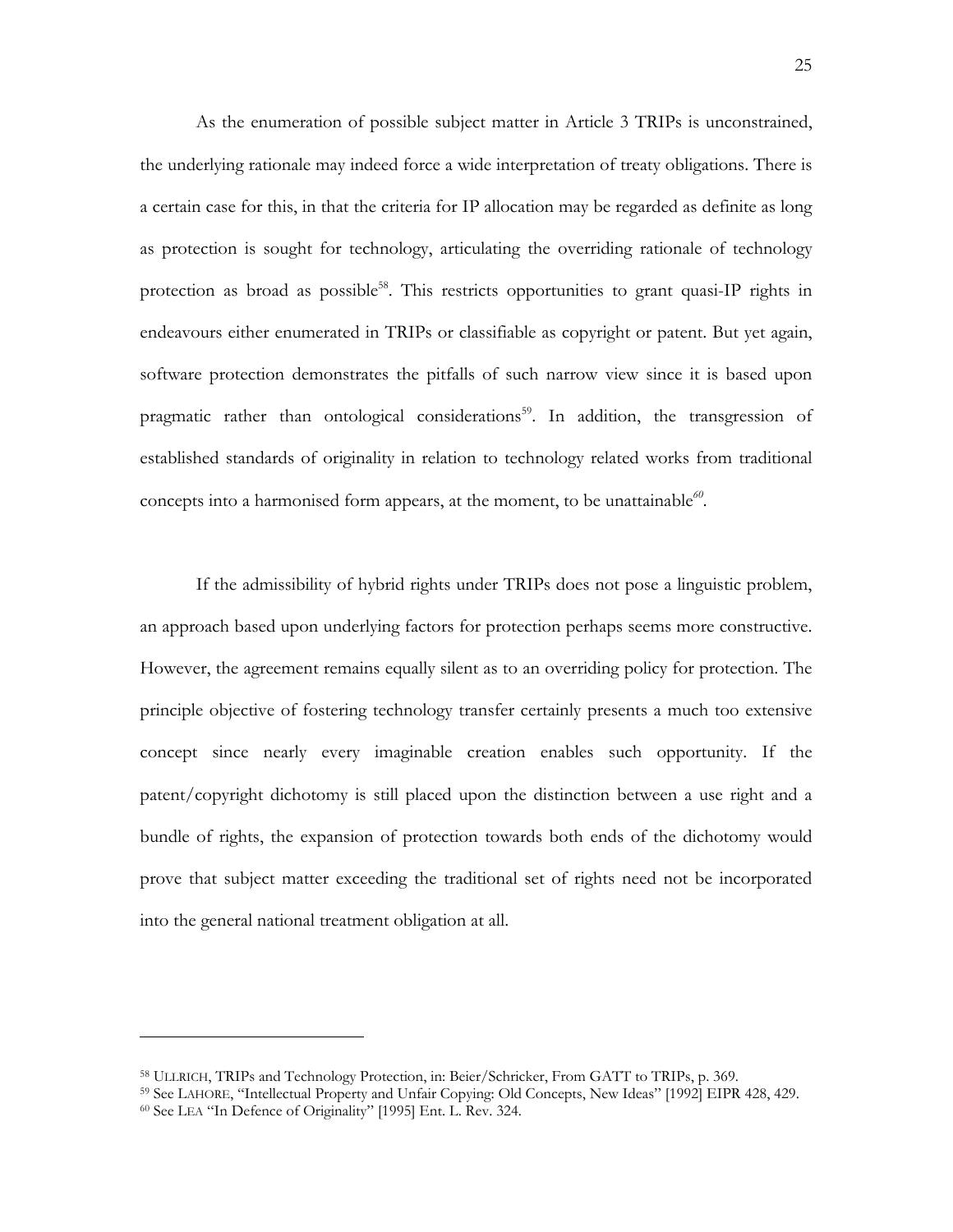As the enumeration of possible subject matter in Article 3 TRIPs is unconstrained, the underlying rationale may indeed force a wide interpretation of treaty obligations. There is a certain case for this, in that the criteria for IP allocation may be regarded as definite as long as protection is sought for technology, articulating the overriding rationale of technology protection as broad as possible[58]. This restricts opportunities to grant quasi-IP rights in endeavours either enumerated in TRIPs or classifiable as copyright or patent. But yet again, software protection demonstrates the pitfalls of such narrow view since it is based upon pragmatic rather than ontological considerations[59]. In addition, the transgression of established standards of originality in relation to technology related works from traditional concepts into a harmonised form appears, at the moment, to be unattainable[60].

If the admissibility of hybrid rights under TRIPs does not pose a linguistic problem, an approach based upon underlying factors for protection perhaps seems more constructive. However, the agreement remains equally silent as to an overriding policy for protection. The principle objective of fostering technology transfer certainly presents a much too extensive concept since nearly every imaginable creation enables such opportunity. If the patent/copyright dichotomy is still placed upon the distinction between a use right and a bundle of rights, the expansion of protection towards both ends of the dichotomy would prove that subject matter exceeding the traditional set of rights need not be incorporated into the general national treatment obligation at all.

---

[58] ULLRICH, TRIPs and Technology Protection, in: Beier/Schricker, From GATT to TRIPs, p. 369.

[59] See LAHORE, "Intellectual Property and Unfair Copying: Old Concepts, New Ideas" [1992] EIPR 428, 429.

[60] See LEA "In Defence of Originality" [1995] Ent. L. Rev. 324.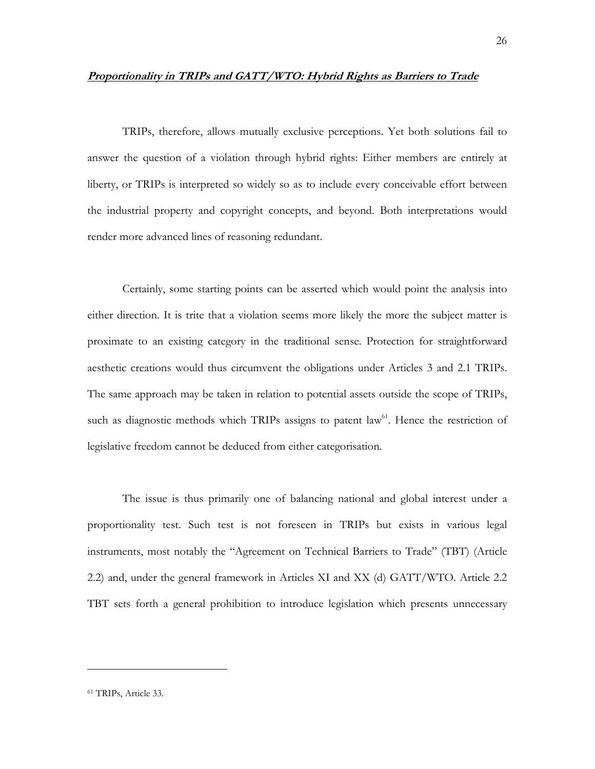## ***Proportionality in TRIPs and GATT/WTO: Hybrid Rights as Barriers to Trade***

TRIPs, therefore, allows mutually exclusive perceptions. Yet both solutions fail to answer the question of a violation through hybrid rights: Either members are entirely at liberty, or TRIPs is interpreted so widely so as to include every conceivable effort between the industrial property and copyright concepts, and beyond. Both interpretations would render more advanced lines of reasoning redundant.

Certainly, some starting points can be asserted which would point the analysis into either direction. It is trite that a violation seems more likely the more the subject matter is proximate to an existing category in the traditional sense. Protection for straightforward aesthetic creations would thus circumvent the obligations under Articles 3 and 2.1 TRIPs. The same approach may be taken in relation to potential assets outside the scope of TRIPs, such as diagnostic methods which TRIPs assigns to patent law[61]. Hence the restriction of legislative freedom cannot be deduced from either categorisation.

The issue is thus primarily one of balancing national and global interest under a proportionality test. Such test is not foreseen in TRIPs but exists in various legal instruments, most notably the "Agreement on Technical Barriers to Trade" (TBT) (Article 2.2) and, under the general framework in Articles XI and XX (d) GATT/WTO. Article 2.2 TBT sets forth a general prohibition to introduce legislation which presents unnecessary

---

[61] TRIPs, Article 33.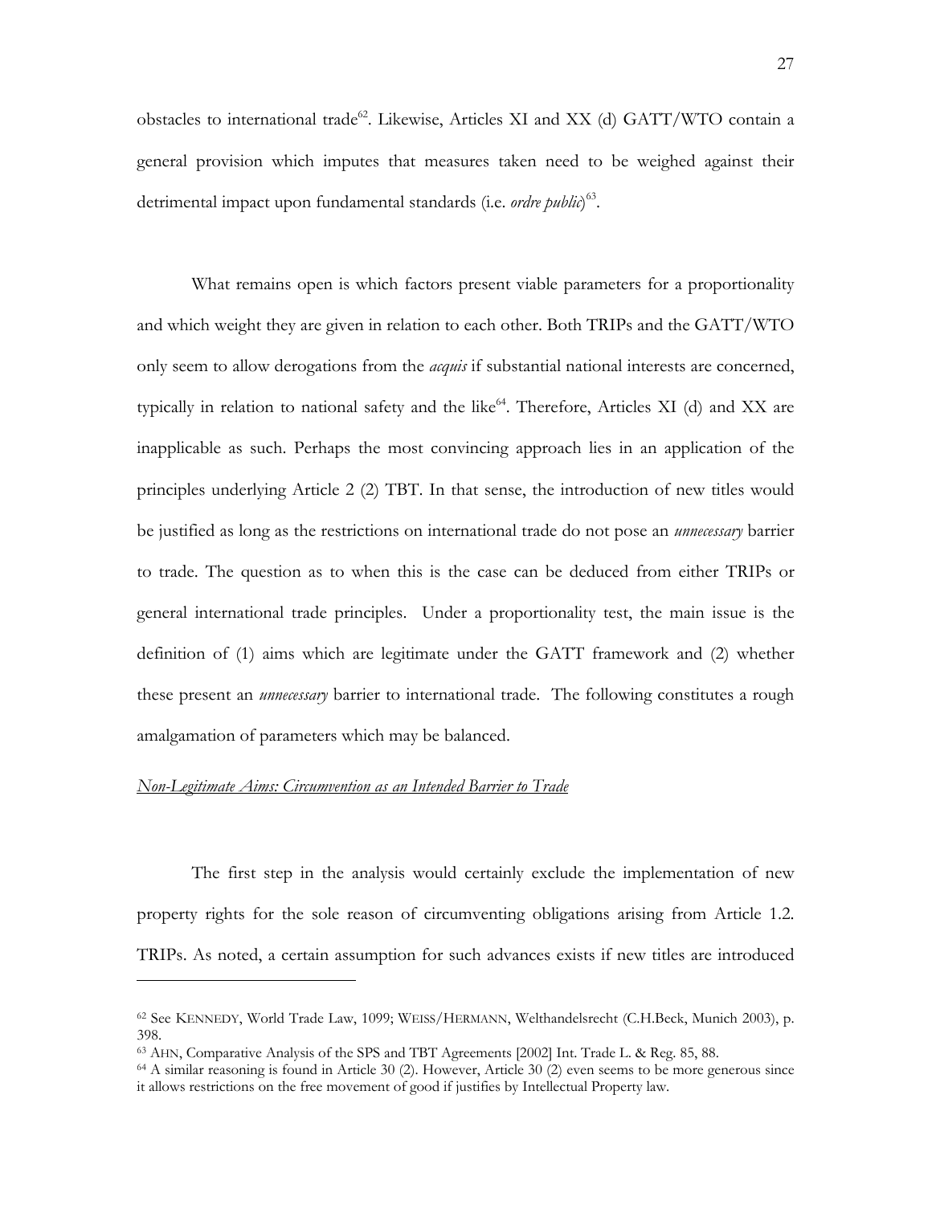obstacles to international trade[62]. Likewise, Articles XI and XX (d) GATT/WTO contain a general provision which imputes that measures taken need to be weighed against their detrimental impact upon fundamental standards (i.e. *ordre public*)[63].

What remains open is which factors present viable parameters for a proportionality and which weight they are given in relation to each other. Both TRIPs and the GATT/WTO only seem to allow derogations from the *acquis* if substantial national interests are concerned, typically in relation to national safety and the like[64]. Therefore, Articles XI (d) and XX are inapplicable as such. Perhaps the most convincing approach lies in an application of the principles underlying Article 2 (2) TBT. In that sense, the introduction of new titles would be justified as long as the restrictions on international trade do not pose an *unnecessary* barrier to trade. The question as to when this is the case can be deduced from either TRIPs or general international trade principles. Under a proportionality test, the main issue is the definition of (1) aims which are legitimate under the GATT framework and (2) whether these present an *unnecessary* barrier to international trade. The following constitutes a rough amalgamation of parameters which may be balanced.

*Non-Legitimate Aims: Circumvention as an Intended Barrier to Trade*

The first step in the analysis would certainly exclude the implementation of new property rights for the sole reason of circumventing obligations arising from Article 1.2. TRIPs. As noted, a certain assumption for such advances exists if new titles are introduced

---

[62] See KENNEDY, World Trade Law, 1099; WEISS/HERMANN, Welthandelsrecht (C.H.Beck, Munich 2003), p. 398.

[63] AHN, Comparative Analysis of the SPS and TBT Agreements [2002] Int. Trade L. & Reg. 85, 88.

[64] A similar reasoning is found in Article 30 (2). However, Article 30 (2) even seems to be more generous since it allows restrictions on the free movement of good if justifies by Intellectual Property law.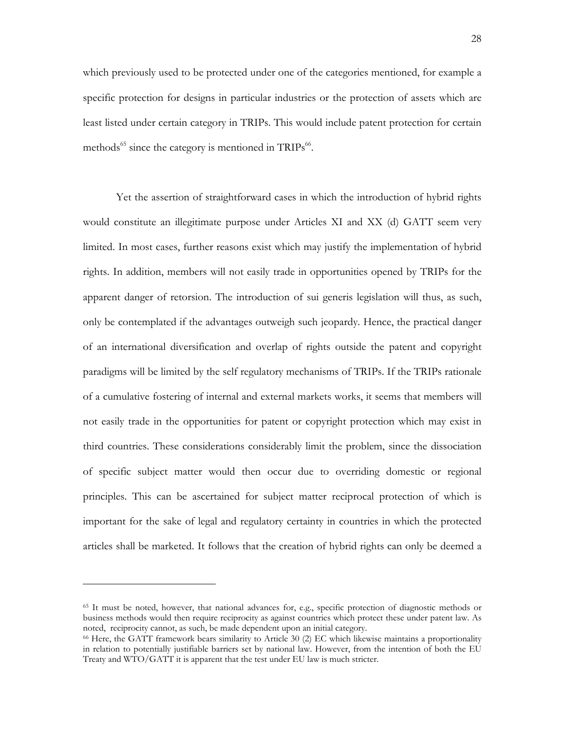which previously used to be protected under one of the categories mentioned, for example a specific protection for designs in particular industries or the protection of assets which are least listed under certain category in TRIPs. This would include patent protection for certain methods[65] since the category is mentioned in TRIPs[66].

Yet the assertion of straightforward cases in which the introduction of hybrid rights would constitute an illegitimate purpose under Articles XI and XX (d) GATT seem very limited. In most cases, further reasons exist which may justify the implementation of hybrid rights. In addition, members will not easily trade in opportunities opened by TRIPs for the apparent danger of retorsion. The introduction of sui generis legislation will thus, as such, only be contemplated if the advantages outweigh such jeopardy. Hence, the practical danger of an international diversification and overlap of rights outside the patent and copyright paradigms will be limited by the self regulatory mechanisms of TRIPs. If the TRIPs rationale of a cumulative fostering of internal and external markets works, it seems that members will not easily trade in the opportunities for patent or copyright protection which may exist in third countries. These considerations considerably limit the problem, since the dissociation of specific subject matter would then occur due to overriding domestic or regional principles. This can be ascertained for subject matter reciprocal protection of which is important for the sake of legal and regulatory certainty in countries in which the protected articles shall be marketed. It follows that the creation of hybrid rights can only be deemed a

---

[65] It must be noted, however, that national advances for, e.g., specific protection of diagnostic methods or business methods would then require reciprocity as against countries which protect these under patent law. As noted, reciprocity cannot, as such, be made dependent upon an initial category.

[66] Here, the GATT framework bears similarity to Article 30 (2) EC which likewise maintains a proportionality in relation to potentially justifiable barriers set by national law. However, from the intention of both the EU Treaty and WTO/GATT it is apparent that the test under EU law is much stricter.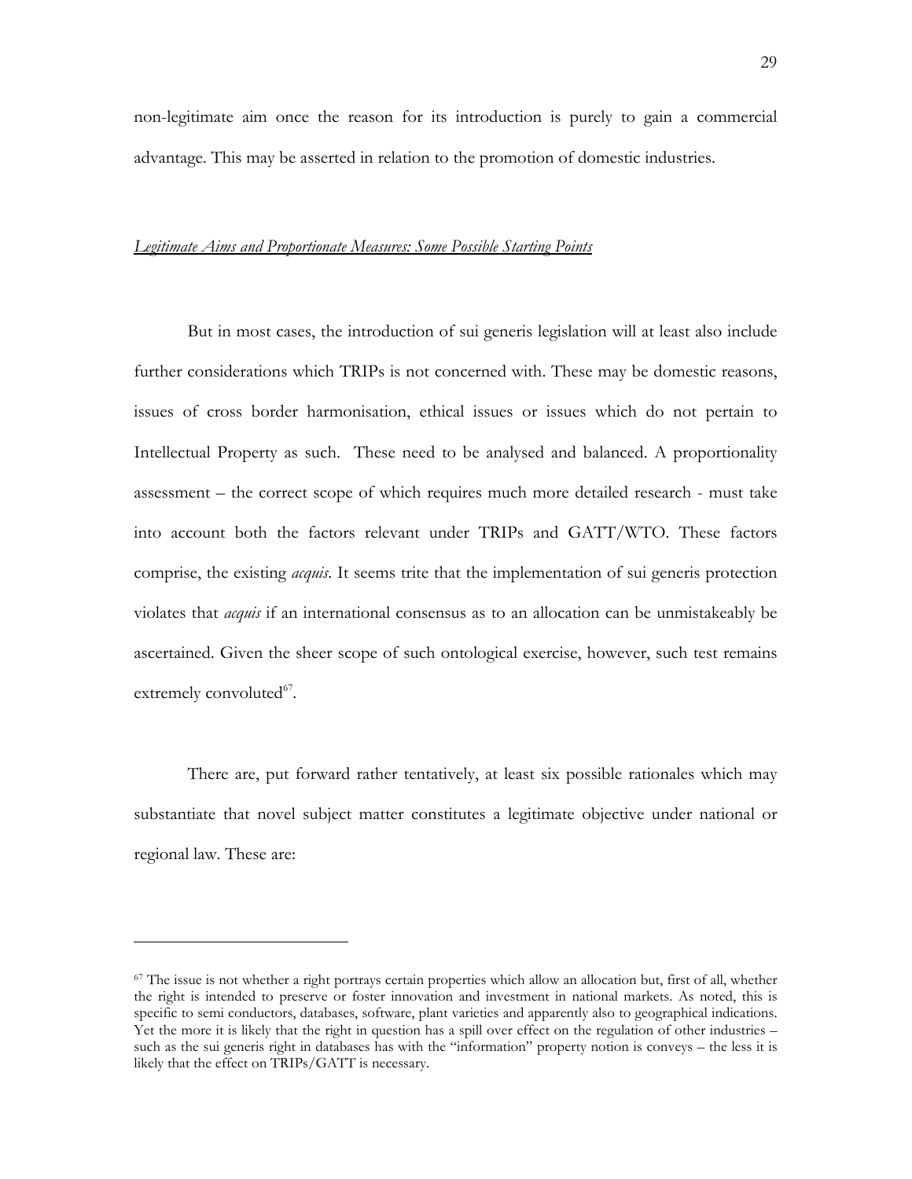non-legitimate aim once the reason for its introduction is purely to gain a commercial advantage. This may be asserted in relation to the promotion of domestic industries.

## *Legitimate Aims and Proportionate Measures: Some Possible Starting Points*

But in most cases, the introduction of sui generis legislation will at least also include further considerations which TRIPs is not concerned with. These may be domestic reasons, issues of cross border harmonisation, ethical issues or issues which do not pertain to Intellectual Property as such. These need to be analysed and balanced. A proportionality assessment – the correct scope of which requires much more detailed research - must take into account both the factors relevant under TRIPs and GATT/WTO. These factors comprise, the existing *acquis*. It seems trite that the implementation of sui generis protection violates that *acquis* if an international consensus as to an allocation can be unmistakeably be ascertained. Given the sheer scope of such ontological exercise, however, such test remains extremely convoluted[67].

There are, put forward rather tentatively, at least six possible rationales which may substantiate that novel subject matter constitutes a legitimate objective under national or regional law. These are:

---

[67] The issue is not whether a right portrays certain properties which allow an allocation but, first of all, whether the right is intended to preserve or foster innovation and investment in national markets. As noted, this is specific to semi conductors, databases, software, plant varieties and apparently also to geographical indications. Yet the more it is likely that the right in question has a spill over effect on the regulation of other industries – such as the sui generis right in databases has with the "information" property notion is conveys – the less it is likely that the effect on TRIPs/GATT is necessary.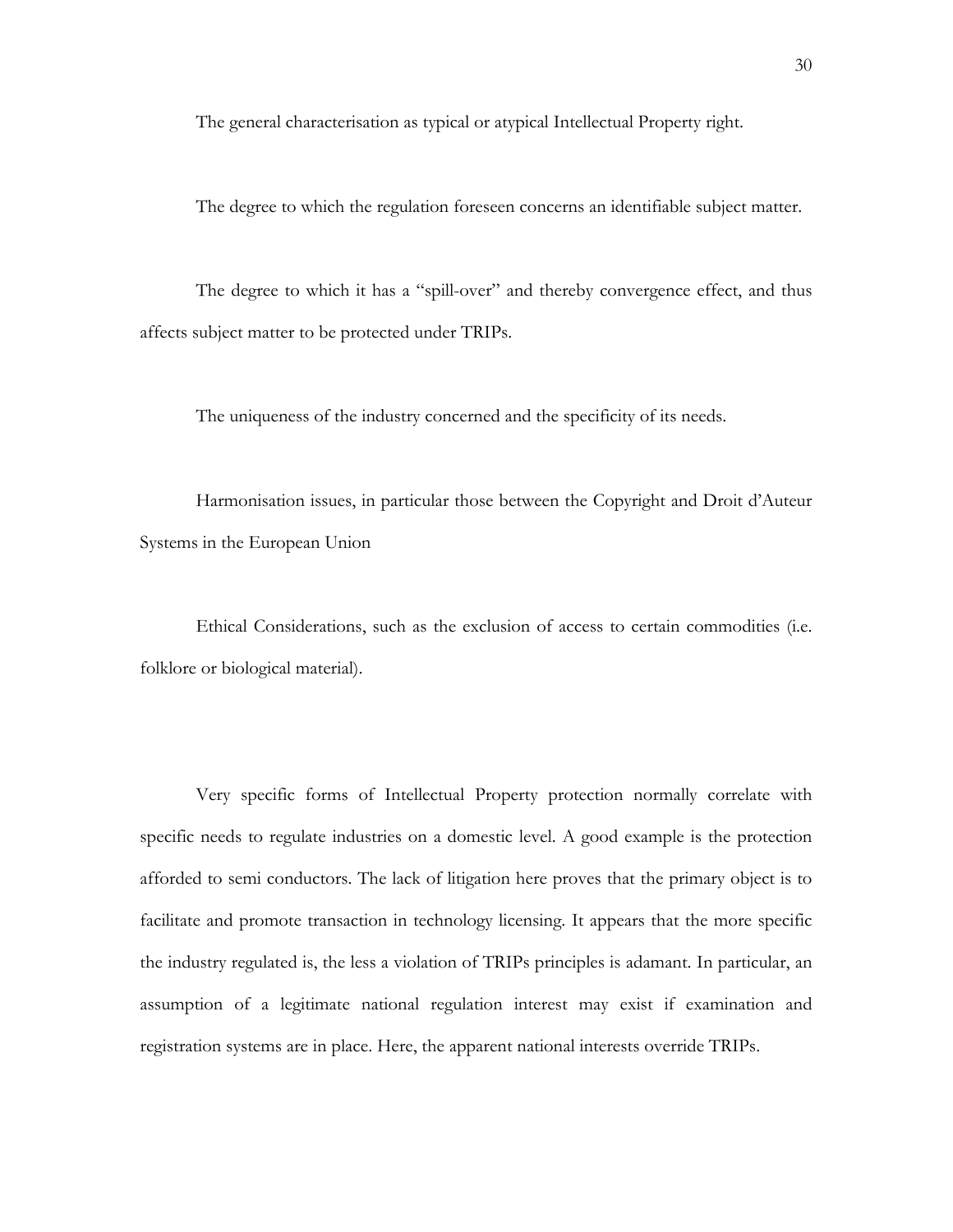The general characterisation as typical or atypical Intellectual Property right.

The degree to which the regulation foreseen concerns an identifiable subject matter.

The degree to which it has a "spill-over" and thereby convergence effect, and thus affects subject matter to be protected under TRIPs.

The uniqueness of the industry concerned and the specificity of its needs.

Harmonisation issues, in particular those between the Copyright and Droit d'Auteur Systems in the European Union

Ethical Considerations, such as the exclusion of access to certain commodities (i.e. folklore or biological material).

Very specific forms of Intellectual Property protection normally correlate with specific needs to regulate industries on a domestic level. A good example is the protection afforded to semi conductors. The lack of litigation here proves that the primary object is to facilitate and promote transaction in technology licensing. It appears that the more specific the industry regulated is, the less a violation of TRIPs principles is adamant. In particular, an assumption of a legitimate national regulation interest may exist if examination and registration systems are in place. Here, the apparent national interests override TRIPs.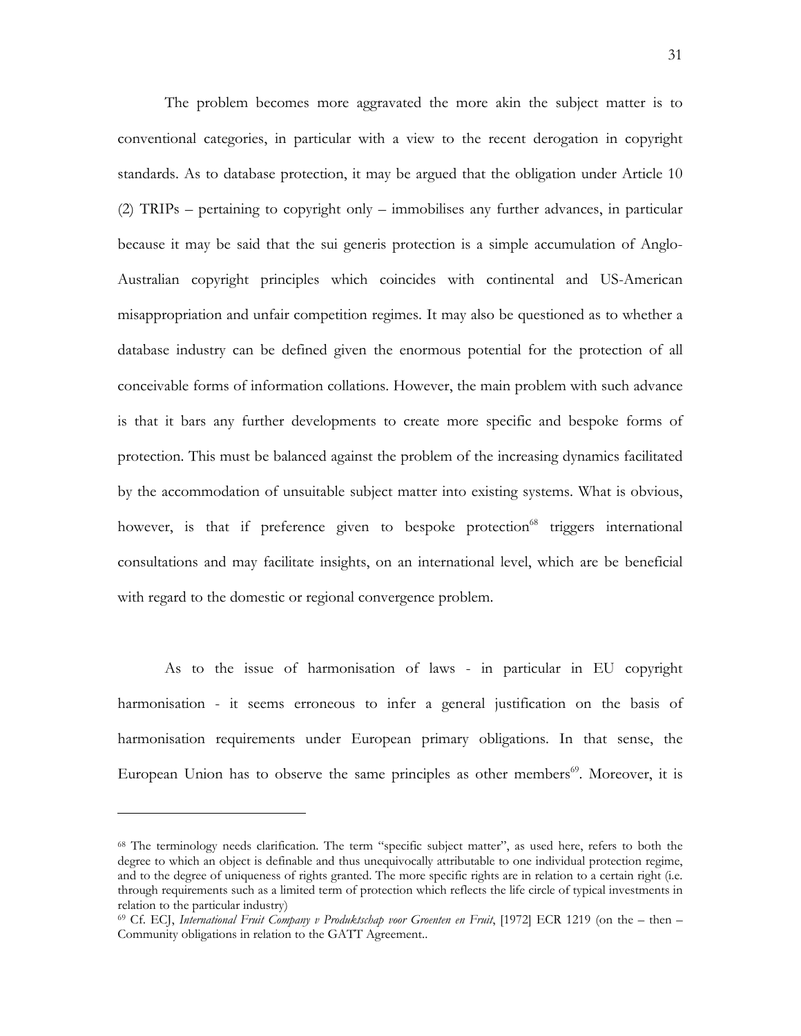The problem becomes more aggravated the more akin the subject matter is to conventional categories, in particular with a view to the recent derogation in copyright standards. As to database protection, it may be argued that the obligation under Article 10 (2) TRIPs – pertaining to copyright only – immobilises any further advances, in particular because it may be said that the sui generis protection is a simple accumulation of Anglo-Australian copyright principles which coincides with continental and US-American misappropriation and unfair competition regimes. It may also be questioned as to whether a database industry can be defined given the enormous potential for the protection of all conceivable forms of information collations. However, the main problem with such advance is that it bars any further developments to create more specific and bespoke forms of protection. This must be balanced against the problem of the increasing dynamics facilitated by the accommodation of unsuitable subject matter into existing systems. What is obvious, however, is that if preference given to bespoke protection[68] triggers international consultations and may facilitate insights, on an international level, which are be beneficial with regard to the domestic or regional convergence problem.

As to the issue of harmonisation of laws - in particular in EU copyright harmonisation - it seems erroneous to infer a general justification on the basis of harmonisation requirements under European primary obligations. In that sense, the European Union has to observe the same principles as other members[69]. Moreover, it is

---

[68] The terminology needs clarification. The term "specific subject matter", as used here, refers to both the degree to which an object is definable and thus unequivocally attributable to one individual protection regime, and to the degree of uniqueness of rights granted. The more specific rights are in relation to a certain right (i.e. through requirements such as a limited term of protection which reflects the life circle of typical investments in relation to the particular industry)

[69] Cf. ECJ, *International Fruit Company v Produktschap voor Groenten en Fruit*, [1972] ECR 1219 (on the – then – Community obligations in relation to the GATT Agreement..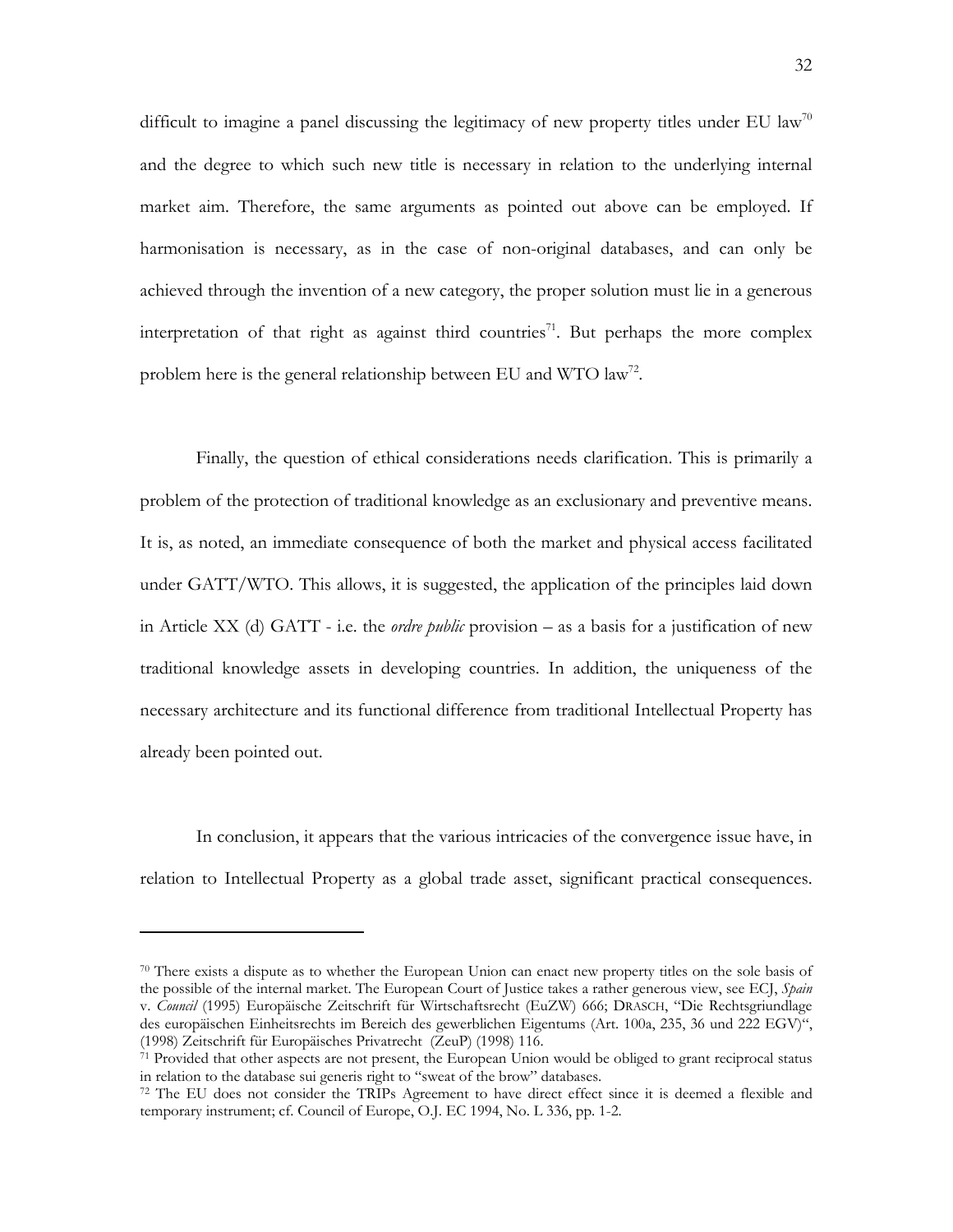difficult to imagine a panel discussing the legitimacy of new property titles under EU law[70] and the degree to which such new title is necessary in relation to the underlying internal market aim. Therefore, the same arguments as pointed out above can be employed. If harmonisation is necessary, as in the case of non-original databases, and can only be achieved through the invention of a new category, the proper solution must lie in a generous interpretation of that right as against third countries[71]. But perhaps the more complex problem here is the general relationship between EU and WTO law[72].

Finally, the question of ethical considerations needs clarification. This is primarily a problem of the protection of traditional knowledge as an exclusionary and preventive means. It is, as noted, an immediate consequence of both the market and physical access facilitated under GATT/WTO. This allows, it is suggested, the application of the principles laid down in Article XX (d) GATT - i.e. the *ordre public* provision – as a basis for a justification of new traditional knowledge assets in developing countries. In addition, the uniqueness of the necessary architecture and its functional difference from traditional Intellectual Property has already been pointed out.

In conclusion, it appears that the various intricacies of the convergence issue have, in relation to Intellectual Property as a global trade asset, significant practical consequences.

---

[70] There exists a dispute as to whether the European Union can enact new property titles on the sole basis of the possible of the internal market. The European Court of Justice takes a rather generous view, see ECJ, *Spain* v. *Council* (1995) Europäische Zeitschrift für Wirtschaftsrecht (EuZW) 666; DRASCH, "Die Rechtsgriundlage des europäischen Einheitsrechts im Bereich des gewerblichen Eigentums (Art. 100a, 235, 36 und 222 EGV)", (1998) Zeitschrift für Europäisches Privatrecht (ZeuP) (1998) 116.

[71] Provided that other aspects are not present, the European Union would be obliged to grant reciprocal status in relation to the database sui generis right to "sweat of the brow" databases.

[72] The EU does not consider the TRIPs Agreement to have direct effect since it is deemed a flexible and temporary instrument; cf. Council of Europe, O.J. EC 1994, No. L 336, pp. 1-2.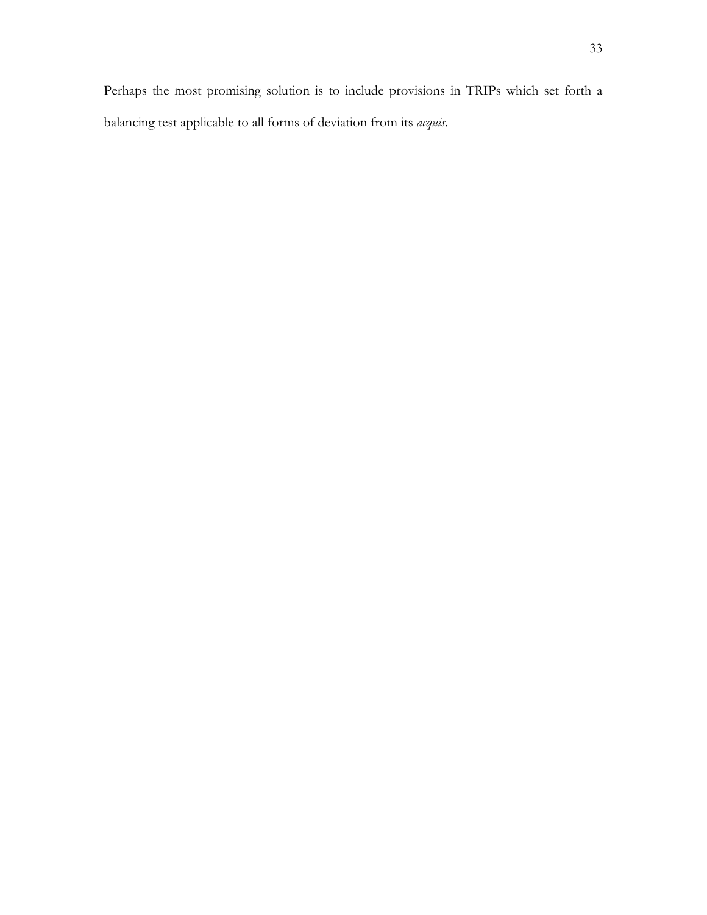Perhaps the most promising solution is to include provisions in TRIPs which set forth a balancing test applicable to all forms of deviation from its *acquis*.